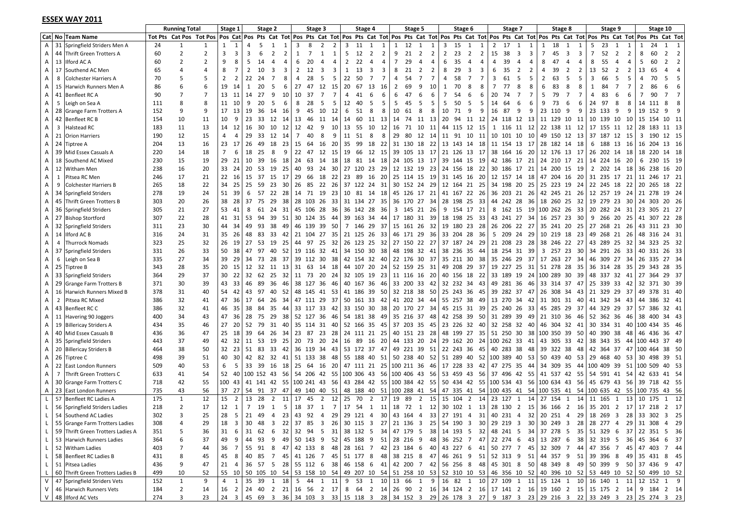## ESSEX WAY 2011

| | | | Running Total | | | Stage 1 | | Stage 2 | | | | Stage 3 | | | | Stage 4 | | | | Stage 5 | | | | Stage 6 | | | | Stage 7 | | | | Stage 8 | | | | Stage 9 | | | | Stage 10 | | | |
|---|---|---|---|---|---|---|---|---|---|---|---|---|---|---|---|---|---|---|---|---|---|---|---|---|---|---|---|---|---|---|---|---|---|---|---|---|---|---|---|---|---|---|---|
| Cat | No | Team Name | Tot Pts | Cat Pos | Tot Pos | Pos | Cat | Pos | Pts | Cat | Tot | Pos | Pts | Cat | Tot | Pos | Pts | Cat | Tot | Pos | Pts | Cat | Tot | Pos | Pts | Cat | Tot | Pos | Pts | Cat | Tot | Pos | Pts | Cat | Tot | Pos | Pts | Cat | Tot | Pos | Pts | Cat | Tot |
| A | 31 | Springfield Striders Men A | 24 | 1 | 1 | 1 | 1 | 4 | 5 | 1 | 1 | 3 | 8 | 2 | 2 | 3 | 11 | 1 | 1 | 1 | 12 | 1 | 1 | 3 | 15 | 1 | 1 | 2 | 17 | 1 | 1 | 1 | 18 | 1 | 1 | 5 | 23 | 1 | 1 | 1 | 24 | 1 | 1 |
| A | 44 | Thrift Green Trotters A | 60 | 2 | 2 | 3 | 3 | 3 | 6 | 2 | 2 | 1 | 7 | 1 | 1 | 5 | 12 | 2 | 2 | 9 | 21 | 2 | 2 | 2 | 23 | 2 | 2 | 15 | 38 | 3 | 3 | 7 | 45 | 3 | 3 | 7 | 52 | 2 | 2 | 8 | 60 | 2 | 2 |
| A | 13 | Ilford AC A | 60 | 2 | 2 | 9 | 8 | 5 | 14 | 4 | 4 | 6 | 20 | 4 | 4 | 2 | 22 | 4 | 4 | 7 | 29 | 4 | 4 | 6 | 35 | 4 | 4 | 4 | 39 | 4 | 4 | 8 | 47 | 4 | 4 | 8 | 55 | 4 | 4 | 5 | 60 | 2 | 2 |
| A | 17 | Southend AC Men | 65 | 4 | 4 | 8 | 7 | 2 | 10 | 3 | 3 | 2 | 12 | 3 | 3 | 1 | 13 | 3 | 3 | 8 | 21 | 2 | 2 | 8 | 29 | 3 | 3 | 6 | 35 | 2 | 2 | 4 | 39 | 2 | 2 | 13 | 52 | 2 | 2 | 13 | 65 | 4 | 4 |
| A | 8 | Colchester Harriers A | 70 | 5 | 5 | 2 | 2 | 22 | 24 | 7 | 8 | 4 | 28 | 5 | 5 | 22 | 50 | 7 | 7 | 4 | 54 | 7 | 7 | 4 | 58 | 7 | 7 | 3 | 61 | 5 | 5 | 2 | 63 | 5 | 5 | 3 | 66 | 5 | 5 | 4 | 70 | 5 | 5 |
| A | 15 | Harwich Runners Men A | 86 | 6 | 6 | 19 | 14 | 1 | 20 | 5 | 6 | 27 | 47 | 12 | 15 | 20 | 67 | 13 | 16 | 2 | 69 | 9 | 10 | 1 | 70 | 8 | 8 | 7 | 77 | 8 | 8 | 6 | 83 | 8 | 8 | 1 | 84 | 7 | 7 | 2 | 86 | 6 | 6 |
| A | 41 | Benfleet RC A | 90 | 7 | 7 | 13 | 11 | 14 | 27 | 9 | 10 | 10 | 37 | 7 | 7 | 4 | 41 | 6 | 6 | 6 | 47 | 6 | 6 | 7 | 54 | 6 | 6 | 20 | 74 | 7 | 7 | 5 | 79 | 7 | 7 | 4 | 83 | 6 | 6 | 7 | 90 | 7 | 7 |
| A | 5 | Leigh on Sea A | 111 | 8 | 8 | 11 | 10 | 9 | 20 | 5 | 6 | 8 | 28 | 5 | 5 | 12 | 40 | 5 | 5 | 5 | 45 | 5 | 5 | 5 | 50 | 5 | 5 | 14 | 64 | 6 | 6 | 9 | 73 | 6 | 6 | 24 | 97 | 8 | 8 | 14 | 111 | 8 | 8 |
| A | 28 | Grange Farm Trotters A | 152 | 9 | 9 | 17 | 13 | 19 | 36 | 14 | 16 | 9 | 45 | 10 | 12 | 6 | 51 | 8 | 8 | 10 | 61 | 8 | 8 | 10 | 71 | 9 | 9 | 16 | 87 | 9 | 9 | 23 | 110 | 9 | 9 | 23 | 133 | 9 | 9 | 19 | 152 | 9 | 9 |
| A | 42 | Benfleet RC B | 154 | 10 | 11 | 10 | 9 | 23 | 33 | 12 | 14 | 13 | 46 | 11 | 14 | 14 | 60 | 11 | 13 | 14 | 74 | 11 | 13 | 20 | 94 | 11 | 12 | 24 | 118 | 12 | 13 | 11 | 129 | 10 | 11 | 10 | 139 | 10 | 10 | 15 | 154 | 10 | 11 |
| A | 3 | Halstead RC | 183 | 11 | 13 | 14 | 12 | 16 | 30 | 10 | 12 | 12 | 42 | 9 | 10 | 13 | 55 | 10 | 12 | 16 | 71 | 10 | 11 | 44 | 115 | 12 | 15 | 1 | 116 | 11 | 12 | 22 | 138 | 11 | 12 | 17 | 155 | 11 | 12 | 28 | 183 | 11 | 13 |
| A | 21 | Orion Harriers | 190 | 12 | 15 | 4 | 4 | 29 | 33 | 12 | 14 | 7 | 40 | 8 | 9 | 11 | 51 | 8 | 8 | 29 | 80 | 12 | 14 | 11 | 91 | 10 | 11 | 10 | 101 | 10 | 10 | 49 | 150 | 12 | 13 | 37 | 187 | 12 | 15 | 3 | 190 | 12 | 15 |
| A | 24 | Tiptree A | 204 | 13 | 16 | 23 | 17 | 26 | 49 | 18 | 23 | 15 | 64 | 16 | 20 | 35 | 99 | 18 | 22 | 31 | 130 | 18 | 22 | 13 | 143 | 14 | 18 | 11 | 154 | 13 | 17 | 28 | 182 | 14 | 18 | 6 | 188 | 13 | 16 | 16 | 204 | 13 | 16 |
| A | 39 | Mid Essex Casuals A | 220 | 14 | 18 | 7 | 6 | 18 | 25 | 8 | 9 | 22 | 47 | 12 | 15 | 19 | 66 | 12 | 15 | 39 | 105 | 13 | 17 | 21 | 126 | 13 | 17 | 38 | 164 | 16 | 20 | 12 | 176 | 13 | 17 | 26 | 202 | 14 | 18 | 18 | 220 | 14 | 18 |
| A | 18 | Southend AC Mixed | 230 | 15 | 19 | 29 | 21 | 10 | 39 | 16 | 18 | 24 | 63 | 14 | 18 | 18 | 81 | 14 | 18 | 24 | 105 | 13 | 17 | 39 | 144 | 15 | 19 | 42 | 186 | 17 | 21 | 24 | 210 | 17 | 21 | 14 | 224 | 16 | 20 | 6 | 230 | 15 | 19 |
| A | 12 | Witham Men | 238 | 16 | 20 | 33 | 24 | 20 | 53 | 19 | 25 | 40 | 93 | 24 | 30 | 27 | 120 | 23 | 29 | 12 | 132 | 19 | 23 | 24 | 156 | 18 | 22 | 30 | 186 | 17 | 21 | 14 | 200 | 15 | 19 | 2 | 202 | 14 | 18 | 36 | 238 | 16 | 20 |
| A | 1 | Pitsea RC Men | 246 | 17 | 21 | 22 | 16 | 15 | 37 | 15 | 17 | 29 | 66 | 18 | 22 | 23 | 89 | 16 | 20 | 25 | 114 | 15 | 19 | 31 | 145 | 16 | 20 | 12 | 157 | 14 | 18 | 47 | 204 | 16 | 20 | 31 | 235 | 17 | 21 | 11 | 246 | 17 | 21 |
| A | 9 | Colchester Harriers B | 265 | 18 | 22 | 34 | 25 | 25 | 59 | 23 | 30 | 26 | 85 | 22 | 26 | 37 | 122 | 24 | 31 | 30 | 152 | 24 | 29 | 12 | 164 | 21 | 25 | 34 | 198 | 20 | 25 | 25 | 223 | 19 | 24 | 22 | 245 | 18 | 22 | 20 | 265 | 18 | 22 |
| A | 34 | Springfield Striders | 278 | 19 | 24 | 51 | 39 | 6 | 57 | 22 | 28 | 14 | 71 | 19 | 23 | 10 | 81 | 14 | 18 | 45 | 126 | 17 | 21 | 41 | 167 | 22 | 26 | 36 | 203 | 21 | 26 | 42 | 245 | 21 | 26 | 12 | 257 | 19 | 24 | 21 | 278 | 19 | 24 |
| A | 45 | Thrift Green Trotters B | 303 | 20 | 26 | 38 | 28 | 37 | 75 | 29 | 38 | 28 | 103 | 26 | 33 | 31 | 134 | 27 | 35 | 36 | 170 | 27 | 34 | 28 | 198 | 25 | 33 | 44 | 242 | 28 | 36 | 18 | 260 | 25 | 32 | 19 | 279 | 23 | 30 | 24 | 303 | 20 | 26 |
| A | 36 | Springfield Striders | 305 | 21 | 27 | 53 | 41 | 8 | 61 | 24 | 31 | 45 | 106 | 28 | 36 | 36 | 142 | 28 | 36 | 3 | 145 | 21 | 26 | 9 | 154 | 17 | 21 | 8 | 162 | 15 | 19 | 100 | 262 | 26 | 33 | 20 | 282 | 24 | 31 | 23 | 305 | 21 | 27 |
| A | 27 | Bishop Stortford | 307 | 22 | 28 | 41 | 31 | 53 | 94 | 39 | 51 | 30 | 124 | 35 | 44 | 39 | 163 | 34 | 44 | 17 | 180 | 31 | 39 | 18 | 198 | 25 | 33 | 43 | 241 | 27 | 34 | 16 | 257 | 23 | 30 | 9 | 266 | 20 | 25 | 41 | 307 | 22 | 28 |
| A | 32 | Springfield Striders | 311 | 23 | 30 | 44 | 34 | 49 | 93 | 38 | 49 | 46 | 139 | 39 | 50 | 7 | 146 | 29 | 37 | 15 | 161 | 26 | 32 | 19 | 180 | 23 | 28 | 26 | 206 | 22 | 27 | 35 | 241 | 20 | 25 | 27 | 268 | 21 | 26 | 43 | 311 | 23 | 30 |
| A | 14 | Ilford AC B | 316 | 24 | 31 | 35 | 26 | 48 | 83 | 33 | 42 | 21 | 104 | 27 | 35 | 21 | 125 | 26 | 33 | 46 | 171 | 29 | 36 | 33 | 204 | 28 | 36 | 5 | 209 | 24 | 29 | 10 | 219 | 18 | 23 | 49 | 268 | 21 | 26 | 48 | 316 | 24 | 31 |
| A | 4 | Thurrock Nomads | 323 | 25 | 32 | 26 | 19 | 27 | 53 | 19 | 25 | 44 | 97 | 25 | 32 | 26 | 123 | 25 | 32 | 27 | 150 | 22 | 27 | 37 | 187 | 24 | 29 | 21 | 208 | 23 | 28 | 38 | 246 | 22 | 27 | 43 | 289 | 25 | 32 | 34 | 323 | 25 | 32 |
| A | 37 | Springfield Striders | 331 | 26 | 33 | 50 | 38 | 47 | 97 | 40 | 52 | 19 | 116 | 32 | 41 | 34 | 150 | 30 | 38 | 48 | 198 | 32 | 41 | 38 | 236 | 35 | 44 | 18 | 254 | 31 | 39 | 3 | 257 | 23 | 30 | 34 | 291 | 26 | 33 | 40 | 331 | 26 | 33 |
| A | 6 | Leigh on Sea B | 335 | 27 | 34 | 39 | 29 | 34 | 73 | 28 | 37 | 39 | 112 | 30 | 38 | 42 | 154 | 32 | 40 | 22 | 176 | 30 | 37 | 35 | 211 | 30 | 38 | 35 | 246 | 29 | 37 | 17 | 263 | 27 | 34 | 46 | 309 | 27 | 34 | 26 | 335 | 27 | 34 |
| A | 25 | Tiptree B | 343 | 28 | 35 | 20 | 15 | 12 | 32 | 11 | 13 | 31 | 63 | 14 | 18 | 44 | 107 | 20 | 24 | 52 | 159 | 25 | 31 | 49 | 208 | 29 | 37 | 19 | 227 | 25 | 31 | 51 | 278 | 28 | 35 | 36 | 314 | 28 | 35 | 29 | 343 | 28 | 35 |
| A | 33 | Springfield Striders | 364 | 29 | 37 | 30 | 22 | 32 | 62 | 25 | 32 | 11 | 73 | 20 | 24 | 32 | 105 | 19 | 23 | 11 | 116 | 16 | 20 | 40 | 156 | 18 | 22 | 33 | 189 | 19 | 24 | 100 | 289 | 30 | 39 | 48 | 337 | 32 | 41 | 27 | 364 | 29 | 37 |
| A | 29 | Grange Farm Trotters B | 371 | 30 | 39 | 43 | 33 | 46 | 89 | 36 | 46 | 38 | 127 | 36 | 46 | 40 | 167 | 36 | 46 | 33 | 200 | 33 | 42 | 32 | 232 | 34 | 43 | 49 | 281 | 36 | 46 | 33 | 314 | 37 | 47 | 25 | 339 | 33 | 42 | 32 | 371 | 30 | 39 |
| A | 16 | Harwich Runners Mixed B | 378 | 31 | 40 | 54 | 42 | 43 | 97 | 40 | 52 | 48 | 145 | 41 | 53 | 41 | 186 | 39 | 50 | 32 | 218 | 38 | 50 | 25 | 243 | 36 | 45 | 39 | 282 | 37 | 47 | 26 | 308 | 34 | 43 | 21 | 329 | 29 | 37 | 49 | 378 | 31 | 40 |
| A | 2 | Pitsea RC Mixed | 386 | 32 | 41 | 47 | 36 | 17 | 64 | 26 | 34 | 47 | 111 | 29 | 37 | 50 | 161 | 33 | 42 | 41 | 202 | 34 | 44 | 55 | 257 | 38 | 49 | 13 | 270 | 34 | 42 | 31 | 301 | 31 | 40 | 41 | 342 | 34 | 43 | 44 | 386 | 32 | 41 |
| A | 43 | Benfleet RC C | 386 | 32 | 41 | 46 | 35 | 38 | 84 | 35 | 44 | 33 | 117 | 33 | 42 | 33 | 150 | 30 | 38 | 20 | 170 | 27 | 34 | 45 | 215 | 31 | 39 | 25 | 240 | 26 | 33 | 45 | 285 | 29 | 37 | 44 | 329 | 29 | 37 | 57 | 386 | 32 | 41 |
| A | 11 | Havering 90 Joggers | 400 | 34 | 43 | 47 | 36 | 28 | 75 | 29 | 38 | 52 | 127 | 36 | 46 | 54 | 181 | 38 | 49 | 35 | 216 | 37 | 48 | 42 | 258 | 39 | 50 | 31 | 289 | 39 | 49 | 21 | 310 | 36 | 46 | 52 | 362 | 36 | 46 | 38 | 400 | 34 | 43 |
| A | 19 | Billericay Striders A | 434 | 35 | 46 | 27 | 20 | 52 | 79 | 31 | 40 | 35 | 114 | 31 | 40 | 52 | 166 | 35 | 45 | 37 | 203 | 35 | 45 | 23 | 226 | 32 | 40 | 32 | 258 | 32 | 40 | 46 | 304 | 32 | 41 | 30 | 334 | 31 | 40 | 100 | 434 | 35 | 46 |
| A | 40 | Mid Essex Casuals B | 436 | 36 | 47 | 25 | 18 | 39 | 64 | 26 | 34 | 23 | 87 | 23 | 28 | 24 | 111 | 21 | 25 | 40 | 151 | 23 | 28 | 48 | 199 | 27 | 35 | 51 | 250 | 30 | 38 | 100 | 350 | 39 | 50 | 40 | 390 | 38 | 48 | 46 | 436 | 36 | 47 |
| A | 35 | Springfield Striders | 443 | 37 | 49 | 42 | 32 | 11 | 53 | 19 | 25 | 20 | 73 | 20 | 24 | 16 | 89 | 16 | 20 | 44 | 133 | 20 | 24 | 29 | 162 | 20 | 24 | 100 | 262 | 33 | 41 | 43 | 305 | 33 | 42 | 38 | 343 | 35 | 44 | 100 | 443 | 37 | 49 |
| A | 20 | Billericay Striders B | 464 | 38 | 50 | 32 | 23 | 51 | 83 | 33 | 42 | 36 | 119 | 34 | 43 | 53 | 172 | 37 | 47 | 49 | 221 | 39 | 51 | 22 | 243 | 36 | 45 | 40 | 283 | 38 | 48 | 39 | 322 | 38 | 48 | 42 | 364 | 37 | 47 | 100 | 464 | 38 | 50 |
| A | 26 | Tiptree C | 498 | 39 | 51 | 40 | 30 | 42 | 82 | 32 | 41 | 51 | 133 | 38 | 48 | 55 | 188 | 40 | 51 | 50 | 238 | 40 | 52 | 51 | 289 | 40 | 52 | 100 | 389 | 40 | 53 | 50 | 439 | 40 | 53 | 29 | 468 | 40 | 53 | 30 | 498 | 39 | 51 |
| A | 22 | East London Runners | 509 | 40 | 53 | 6 | 5 | 33 | 39 | 16 | 18 | 25 | 64 | 16 | 20 | 47 | 111 | 21 | 25 | 100 | 211 | 36 | 46 | 17 | 228 | 33 | 42 | 47 | 275 | 35 | 44 | 34 | 309 | 35 | 44 | 100 | 409 | 39 | 51 | 100 | 509 | 40 | 53 |
| A | 7 | Thrift Green Trotters C | 633 | 41 | 54 | 52 | 40 | 100 | 152 | 43 | 56 | 54 | 206 | 42 | 55 | 100 | 306 | 43 | 56 | 100 | 406 | 43 | 56 | 53 | 459 | 43 | 56 | 37 | 496 | 42 | 55 | 41 | 537 | 42 | 55 | 54 | 591 | 41 | 54 | 42 | 633 | 41 | 54 |
| A | 30 | Grange Farm Trotters C | 718 | 42 | 55 | 100 | 43 | 41 | 141 | 42 | 55 | 100 | 241 | 43 | 56 | 43 | 284 | 42 | 55 | 100 | 384 | 42 | 55 | 50 | 434 | 42 | 55 | 100 | 534 | 43 | 56 | 100 | 634 | 43 | 56 | 45 | 679 | 43 | 56 | 39 | 718 | 42 | 55 |
| A | 23 | East London Runners | 735 | 43 | 56 | 37 | 27 | 54 | 91 | 37 | 47 | 49 | 140 | 40 | 51 | 48 | 188 | 40 | 51 | 100 | 288 | 41 | 54 | 47 | 335 | 41 | 54 | 100 | 435 | 41 | 54 | 100 | 535 | 41 | 54 | 100 | 635 | 42 | 55 | 100 | 735 | 43 | 56 |
| L | 57 | Benfleet RC Ladies A | 175 | 1 | 12 | 15 | 2 | 13 | 28 | 2 | 11 | 17 | 45 | 2 | 12 | 25 | 70 | 2 | 17 | 19 | 89 | 2 | 15 | 15 | 104 | 2 | 14 | 23 | 127 | 1 | 14 | 27 | 154 | 1 | 14 | 11 | 165 | 1 | 13 | 10 | 175 | 1 | 12 |
| L | 56 | Springfield Striders Ladies | 218 | 2 | 17 | 12 | 1 | 7 | 19 | 1 | 5 | 18 | 37 | 1 | 7 | 17 | 54 | 1 | 11 | 18 | 72 | 1 | 12 | 30 | 102 | 1 | 13 | 28 | 130 | 2 | 15 | 36 | 166 | 2 | 16 | 35 | 201 | 2 | 17 | 17 | 218 | 2 | 17 |
| L | 54 | Southend AC Ladies | 302 | 3 | 25 | 28 | 5 | 21 | 49 | 4 | 23 | 43 | 92 | 4 | 29 | 29 | 121 | 4 | 30 | 43 | 164 | 4 | 33 | 27 | 191 | 4 | 31 | 40 | 231 | 4 | 32 | 20 | 251 | 4 | 29 | 18 | 269 | 3 | 28 | 33 | 302 | 3 | 25 |
| L | 55 | Grange Farm Trotters Ladies | 308 | 4 | 29 | 18 | 3 | 30 | 48 | 3 | 22 | 37 | 85 | 3 | 26 | 30 | 115 | 3 | 27 | 21 | 136 | 3 | 25 | 54 | 190 | 3 | 30 | 29 | 219 | 3 | 30 | 30 | 249 | 3 | 28 | 28 | 277 | 4 | 29 | 31 | 308 | 4 | 29 |
| L | 59 | Thrift Green Trotters Ladies A | 351 | 5 | 36 | 31 | 6 | 31 | 62 | 6 | 32 | 32 | 94 | 5 | 31 | 38 | 132 | 5 | 34 | 47 | 179 | 5 | 38 | 14 | 193 | 5 | 32 | 48 | 241 | 5 | 34 | 37 | 278 | 5 | 35 | 51 | 329 | 6 | 37 | 22 | 351 | 5 | 36 |
| L | 53 | Harwich Runners Ladies | 364 | 6 | 37 | 49 | 9 | 44 | 93 | 9 | 49 | 50 | 143 | 9 | 52 | 45 | 188 | 9 | 51 | 28 | 216 | 9 | 48 | 36 | 252 | 7 | 47 | 22 | 274 | 6 | 43 | 13 | 287 | 6 | 38 | 32 | 319 | 5 | 36 | 45 | 364 | 6 | 37 |
| L | 52 | Witham Ladies | 403 | 7 | 44 | 36 | 7 | 55 | 91 | 8 | 47 | 42 | 133 | 8 | 48 | 28 | 161 | 7 | 42 | 23 | 184 | 6 | 40 | 43 | 227 | 6 | 41 | 50 | 277 | 7 | 45 | 32 | 309 | 7 | 44 | 47 | 356 | 7 | 45 | 47 | 403 | 7 | 44 |
| L | 58 | Benfleet RC Ladies B | 431 | 8 | 45 | 45 | 8 | 40 | 85 | 7 | 45 | 41 | 126 | 7 | 45 | 51 | 177 | 8 | 48 | 38 | 215 | 8 | 47 | 46 | 261 | 9 | 51 | 52 | 313 | 9 | 51 | 44 | 357 | 9 | 51 | 39 | 396 | 8 | 49 | 35 | 431 | 8 | 45 |
| L | 51 | Pitsea Ladies | 436 | 9 | 47 | 21 | 4 | 36 | 57 | 5 | 28 | 55 | 112 | 6 | 38 | 46 | 158 | 6 | 41 | 42 | 200 | 7 | 42 | 56 | 256 | 8 | 48 | 45 | 301 | 8 | 50 | 48 | 349 | 8 | 49 | 50 | 399 | 9 | 50 | 37 | 436 | 9 | 47 |
| L | 60 | Thrift Green Trotters Ladies B | 499 | 10 | 52 | 55 | 10 | 50 | 105 | 10 | 54 | 53 | 158 | 10 | 54 | 49 | 207 | 10 | 54 | 51 | 258 | 10 | 53 | 52 | 310 | 10 | 53 | 46 | 356 | 10 | 52 | 40 | 396 | 10 | 52 | 53 | 449 | 10 | 52 | 50 | 499 | 10 | 52 |
| V | 47 | Springfield Striders Vets | 152 | 1 | 9 | 4 | 1 | 35 | 39 | 1 | 18 | 5 | 44 | 1 | 11 | 9 | 53 | 1 | 10 | 13 | 66 | 1 | 9 | 16 | 82 | 1 | 10 | 27 | 109 | 1 | 11 | 15 | 124 | 1 | 10 | 16 | 140 | 1 | 11 | 12 | 152 | 1 | 9 |
| V | 46 | Harwich Runners Vets | 184 | 2 | 14 | 16 | 2 | 24 | 40 | 2 | 21 | 16 | 56 | 2 | 17 | 8 | 64 | 2 | 14 | 26 | 90 | 2 | 16 | 34 | 124 | 2 | 16 | 17 | 141 | 2 | 16 | 19 | 160 | 2 | 15 | 15 | 175 | 2 | 14 | 9 | 184 | 2 | 14 |
| V | 48 | Ilford AC Vets | 274 | 3 | 23 | 24 | 3 | 45 | 69 | 3 | 36 | 34 | 103 | 3 | 33 | 15 | 118 | 3 | 28 | 34 | 152 | 3 | 29 | 26 | 178 | 3 | 27 | 9 | 187 | 3 | 23 | 29 | 216 | 3 | 22 | 33 | 249 | 3 | 23 | 25 | 274 | 3 | 23 |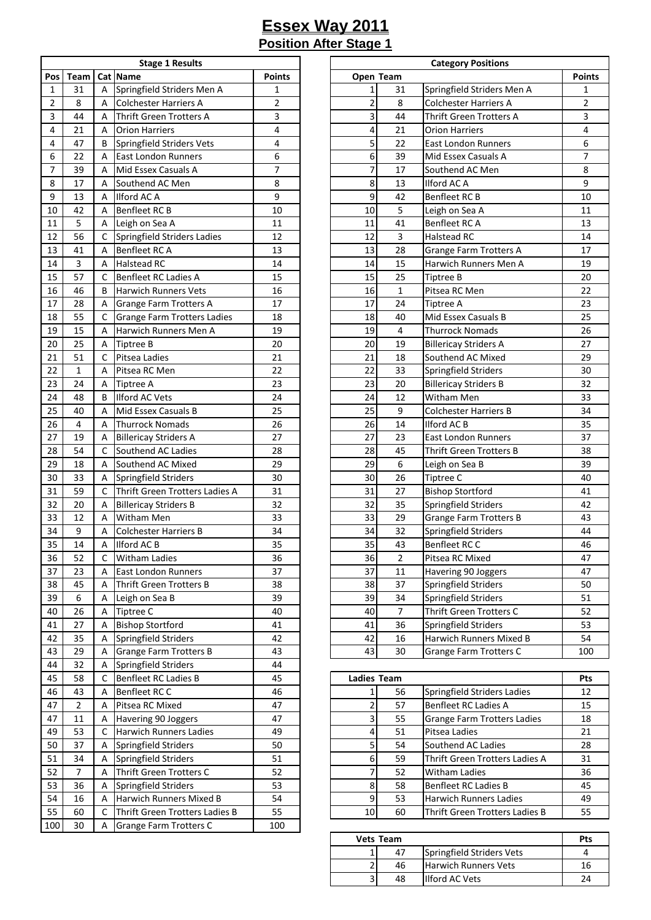# Essex Way 2011

## Position After Stage 1

| Stage 1 Results | | | | |
|---|---|---|---|---|
| Pos | Team | Cat | Name | Points |
| 1 | 31 | A | Springfield Striders Men A | 1 |
| 2 | 8 | A | Colchester Harriers A | 2 |
| 3 | 44 | A | Thrift Green Trotters A | 3 |
| 4 | 21 | A | Orion Harriers | 4 |
| 4 | 47 | B | Springfield Striders Vets | 4 |
| 6 | 22 | A | East London Runners | 6 |
| 7 | 39 | A | Mid Essex Casuals A | 7 |
| 8 | 17 | A | Southend AC Men | 8 |
| 9 | 13 | A | Ilford AC A | 9 |
| 10 | 42 | A | Benfleet RC B | 10 |
| 11 | 5 | A | Leigh on Sea A | 11 |
| 12 | 56 | C | Springfield Striders Ladies | 12 |
| 13 | 41 | A | Benfleet RC A | 13 |
| 14 | 3 | A | Halstead RC | 14 |
| 15 | 57 | C | Benfleet RC Ladies A | 15 |
| 16 | 46 | B | Harwich Runners Vets | 16 |
| 17 | 28 | A | Grange Farm Trotters A | 17 |
| 18 | 55 | C | Grange Farm Trotters Ladies | 18 |
| 19 | 15 | A | Harwich Runners Men A | 19 |
| 20 | 25 | A | Tiptree B | 20 |
| 21 | 51 | C | Pitsea Ladies | 21 |
| 22 | 1 | A | Pitsea RC Men | 22 |
| 23 | 24 | A | Tiptree A | 23 |
| 24 | 48 | B | Ilford AC Vets | 24 |
| 25 | 40 | A | Mid Essex Casuals B | 25 |
| 26 | 4 | A | Thurrock Nomads | 26 |
| 27 | 19 | A | Billericay Striders A | 27 |
| 28 | 54 | C | Southend AC Ladies | 28 |
| 29 | 18 | A | Southend AC Mixed | 29 |
| 30 | 33 | A | Springfield Striders | 30 |
| 31 | 59 | C | Thrift Green Trotters Ladies A | 31 |
| 32 | 20 | A | Billericay Striders B | 32 |
| 33 | 12 | A | Witham Men | 33 |
| 34 | 9 | A | Colchester Harriers B | 34 |
| 35 | 14 | A | Ilford AC B | 35 |
| 36 | 52 | C | Witham Ladies | 36 |
| 37 | 23 | A | East London Runners | 37 |
| 38 | 45 | A | Thrift Green Trotters B | 38 |
| 39 | 6 | A | Leigh on Sea B | 39 |
| 40 | 26 | A | Tiptree C | 40 |
| 41 | 27 | A | Bishop Stortford | 41 |
| 42 | 35 | A | Springfield Striders | 42 |
| 43 | 29 | A | Grange Farm Trotters B | 43 |
| 44 | 32 | A | Springfield Striders | 44 |
| 45 | 58 | C | Benfleet RC Ladies B | 45 |
| 46 | 43 | A | Benfleet RC C | 46 |
| 47 | 2 | A | Pitsea RC Mixed | 47 |
| 47 | 11 | A | Havering 90 Joggers | 47 |
| 49 | 53 | C | Harwich Runners Ladies | 49 |
| 50 | 37 | A | Springfield Striders | 50 |
| 51 | 34 | A | Springfield Striders | 51 |
| 52 | 7 | A | Thrift Green Trotters C | 52 |
| 53 | 36 | A | Springfield Striders | 53 |
| 54 | 16 | A | Harwich Runners Mixed B | 54 |
| 55 | 60 | C | Thrift Green Trotters Ladies B | 55 |
| 100 | 30 | A | Grange Farm Trotters C | 100 |

| Category Positions | | | |
|---|---|---|---|
| Open | Team | | Points |
| 1 | 31 | Springfield Striders Men A | 1 |
| 2 | 8 | Colchester Harriers A | 2 |
| 3 | 44 | Thrift Green Trotters A | 3 |
| 4 | 21 | Orion Harriers | 4 |
| 5 | 22 | East London Runners | 6 |
| 6 | 39 | Mid Essex Casuals A | 7 |
| 7 | 17 | Southend AC Men | 8 |
| 8 | 13 | Ilford AC A | 9 |
| 9 | 42 | Benfleet RC B | 10 |
| 10 | 5 | Leigh on Sea A | 11 |
| 11 | 41 | Benfleet RC A | 13 |
| 12 | 3 | Halstead RC | 14 |
| 13 | 28 | Grange Farm Trotters A | 17 |
| 14 | 15 | Harwich Runners Men A | 19 |
| 15 | 25 | Tiptree B | 20 |
| 16 | 1 | Pitsea RC Men | 22 |
| 17 | 24 | Tiptree A | 23 |
| 18 | 40 | Mid Essex Casuals B | 25 |
| 19 | 4 | Thurrock Nomads | 26 |
| 20 | 19 | Billericay Striders A | 27 |
| 21 | 18 | Southend AC Mixed | 29 |
| 22 | 33 | Springfield Striders | 30 |
| 23 | 20 | Billericay Striders B | 32 |
| 24 | 12 | Witham Men | 33 |
| 25 | 9 | Colchester Harriers B | 34 |
| 26 | 14 | Ilford AC B | 35 |
| 27 | 23 | East London Runners | 37 |
| 28 | 45 | Thrift Green Trotters B | 38 |
| 29 | 6 | Leigh on Sea B | 39 |
| 30 | 26 | Tiptree C | 40 |
| 31 | 27 | Bishop Stortford | 41 |
| 32 | 35 | Springfield Striders | 42 |
| 33 | 29 | Grange Farm Trotters B | 43 |
| 34 | 32 | Springfield Striders | 44 |
| 35 | 43 | Benfleet RC C | 46 |
| 36 | 2 | Pitsea RC Mixed | 47 |
| 37 | 11 | Havering 90 Joggers | 47 |
| 38 | 37 | Springfield Striders | 50 |
| 39 | 34 | Springfield Striders | 51 |
| 40 | 7 | Thrift Green Trotters C | 52 |
| 41 | 36 | Springfield Striders | 53 |
| 42 | 16 | Harwich Runners Mixed B | 54 |
| 43 | 30 | Grange Farm Trotters C | 100 |

| Ladies | Team | | Pts |
|---|---|---|---|
| 1 | 56 | Springfield Striders Ladies | 12 |
| 2 | 57 | Benfleet RC Ladies A | 15 |
| 3 | 55 | Grange Farm Trotters Ladies | 18 |
| 4 | 51 | Pitsea Ladies | 21 |
| 5 | 54 | Southend AC Ladies | 28 |
| 6 | 59 | Thrift Green Trotters Ladies A | 31 |
| 7 | 52 | Witham Ladies | 36 |
| 8 | 58 | Benfleet RC Ladies B | 45 |
| 9 | 53 | Harwich Runners Ladies | 49 |
| 10 | 60 | Thrift Green Trotters Ladies B | 55 |

| Vets | Team | | Pts |
|---|---|---|---|
| 1 | 47 | Springfield Striders Vets | 4 |
| 2 | 46 | Harwich Runners Vets | 16 |
| 3 | 48 | Ilford AC Vets | 24 |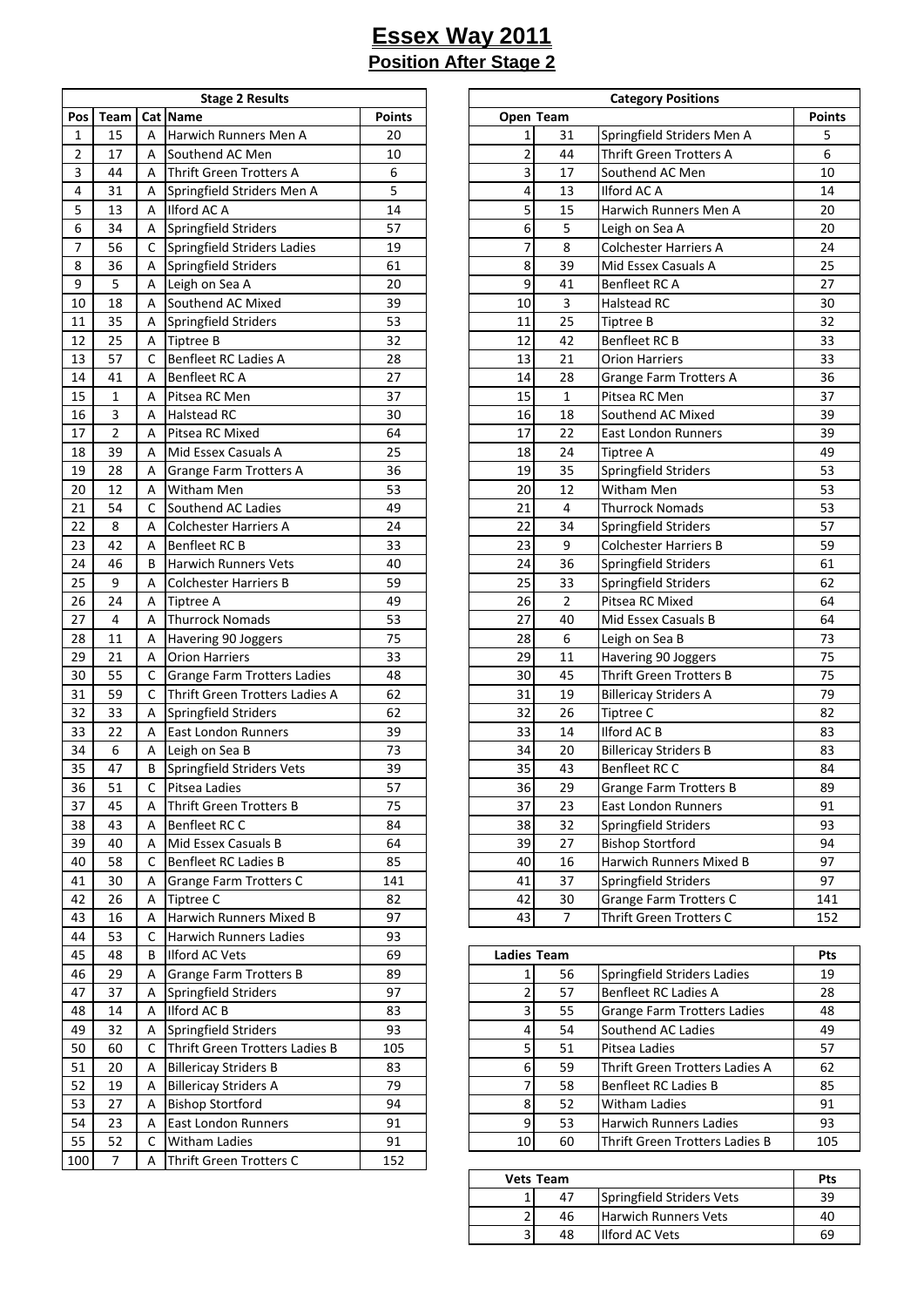# Essex Way 2011

## Position After Stage 2

| Stage 2 Results | | | | |
|---|---|---|---|---|
| Pos | Team | Cat | Name | Points |
| 1 | 15 | A | Harwich Runners Men A | 20 |
| 2 | 17 | A | Southend AC Men | 10 |
| 3 | 44 | A | Thrift Green Trotters A | 6 |
| 4 | 31 | A | Springfield Striders Men A | 5 |
| 5 | 13 | A | Ilford AC A | 14 |
| 6 | 34 | A | Springfield Striders | 57 |
| 7 | 56 | C | Springfield Striders Ladies | 19 |
| 8 | 36 | A | Springfield Striders | 61 |
| 9 | 5 | A | Leigh on Sea A | 20 |
| 10 | 18 | A | Southend AC Mixed | 39 |
| 11 | 35 | A | Springfield Striders | 53 |
| 12 | 25 | A | Tiptree B | 32 |
| 13 | 57 | C | Benfleet RC Ladies A | 28 |
| 14 | 41 | A | Benfleet RC A | 27 |
| 15 | 1 | A | Pitsea RC Men | 37 |
| 16 | 3 | A | Halstead RC | 30 |
| 17 | 2 | A | Pitsea RC Mixed | 64 |
| 18 | 39 | A | Mid Essex Casuals A | 25 |
| 19 | 28 | A | Grange Farm Trotters A | 36 |
| 20 | 12 | A | Witham Men | 53 |
| 21 | 54 | C | Southend AC Ladies | 49 |
| 22 | 8 | A | Colchester Harriers A | 24 |
| 23 | 42 | A | Benfleet RC B | 33 |
| 24 | 46 | B | Harwich Runners Vets | 40 |
| 25 | 9 | A | Colchester Harriers B | 59 |
| 26 | 24 | A | Tiptree A | 49 |
| 27 | 4 | A | Thurrock Nomads | 53 |
| 28 | 11 | A | Havering 90 Joggers | 75 |
| 29 | 21 | A | Orion Harriers | 33 |
| 30 | 55 | C | Grange Farm Trotters Ladies | 48 |
| 31 | 59 | C | Thrift Green Trotters Ladies A | 62 |
| 32 | 33 | A | Springfield Striders | 62 |
| 33 | 22 | A | East London Runners | 39 |
| 34 | 6 | A | Leigh on Sea B | 73 |
| 35 | 47 | B | Springfield Striders Vets | 39 |
| 36 | 51 | C | Pitsea Ladies | 57 |
| 37 | 45 | A | Thrift Green Trotters B | 75 |
| 38 | 43 | A | Benfleet RC C | 84 |
| 39 | 40 | A | Mid Essex Casuals B | 64 |
| 40 | 58 | C | Benfleet RC Ladies B | 85 |
| 41 | 30 | A | Grange Farm Trotters C | 141 |
| 42 | 26 | A | Tiptree C | 82 |
| 43 | 16 | A | Harwich Runners Mixed B | 97 |
| 44 | 53 | C | Harwich Runners Ladies | 93 |
| 45 | 48 | B | Ilford AC Vets | 69 |
| 46 | 29 | A | Grange Farm Trotters B | 89 |
| 47 | 37 | A | Springfield Striders | 97 |
| 48 | 14 | A | Ilford AC B | 83 |
| 49 | 32 | A | Springfield Striders | 93 |
| 50 | 60 | C | Thrift Green Trotters Ladies B | 105 |
| 51 | 20 | A | Billericay Striders B | 83 |
| 52 | 19 | A | Billericay Striders A | 79 |
| 53 | 27 | A | Bishop Stortford | 94 |
| 54 | 23 | A | East London Runners | 91 |
| 55 | 52 | C | Witham Ladies | 91 |
| 100 | 7 | A | Thrift Green Trotters C | 152 |

| Category Positions | | | |
|---|---|---|---|
| Open | Team | | Points |
| 1 | 31 | Springfield Striders Men A | 5 |
| 2 | 44 | Thrift Green Trotters A | 6 |
| 3 | 17 | Southend AC Men | 10 |
| 4 | 13 | Ilford AC A | 14 |
| 5 | 15 | Harwich Runners Men A | 20 |
| 6 | 5 | Leigh on Sea A | 20 |
| 7 | 8 | Colchester Harriers A | 24 |
| 8 | 39 | Mid Essex Casuals A | 25 |
| 9 | 41 | Benfleet RC A | 27 |
| 10 | 3 | Halstead RC | 30 |
| 11 | 25 | Tiptree B | 32 |
| 12 | 42 | Benfleet RC B | 33 |
| 13 | 21 | Orion Harriers | 33 |
| 14 | 28 | Grange Farm Trotters A | 36 |
| 15 | 1 | Pitsea RC Men | 37 |
| 16 | 18 | Southend AC Mixed | 39 |
| 17 | 22 | East London Runners | 39 |
| 18 | 24 | Tiptree A | 49 |
| 19 | 35 | Springfield Striders | 53 |
| 20 | 12 | Witham Men | 53 |
| 21 | 4 | Thurrock Nomads | 53 |
| 22 | 34 | Springfield Striders | 57 |
| 23 | 9 | Colchester Harriers B | 59 |
| 24 | 36 | Springfield Striders | 61 |
| 25 | 33 | Springfield Striders | 62 |
| 26 | 2 | Pitsea RC Mixed | 64 |
| 27 | 40 | Mid Essex Casuals B | 64 |
| 28 | 6 | Leigh on Sea B | 73 |
| 29 | 11 | Havering 90 Joggers | 75 |
| 30 | 45 | Thrift Green Trotters B | 75 |
| 31 | 19 | Billericay Striders A | 79 |
| 32 | 26 | Tiptree C | 82 |
| 33 | 14 | Ilford AC B | 83 |
| 34 | 20 | Billericay Striders B | 83 |
| 35 | 43 | Benfleet RC C | 84 |
| 36 | 29 | Grange Farm Trotters B | 89 |
| 37 | 23 | East London Runners | 91 |
| 38 | 32 | Springfield Striders | 93 |
| 39 | 27 | Bishop Stortford | 94 |
| 40 | 16 | Harwich Runners Mixed B | 97 |
| 41 | 37 | Springfield Striders | 97 |
| 42 | 30 | Grange Farm Trotters C | 141 |
| 43 | 7 | Thrift Green Trotters C | 152 |

| Ladies | Team | | Pts |
|---|---|---|---|
| 1 | 56 | Springfield Striders Ladies | 19 |
| 2 | 57 | Benfleet RC Ladies A | 28 |
| 3 | 55 | Grange Farm Trotters Ladies | 48 |
| 4 | 54 | Southend AC Ladies | 49 |
| 5 | 51 | Pitsea Ladies | 57 |
| 6 | 59 | Thrift Green Trotters Ladies A | 62 |
| 7 | 58 | Benfleet RC Ladies B | 85 |
| 8 | 52 | Witham Ladies | 91 |
| 9 | 53 | Harwich Runners Ladies | 93 |
| 10 | 60 | Thrift Green Trotters Ladies B | 105 |

| Vets | Team | | Pts |
|---|---|---|---|
| 1 | 47 | Springfield Striders Vets | 39 |
| 2 | 46 | Harwich Runners Vets | 40 |
| 3 | 48 | Ilford AC Vets | 69 |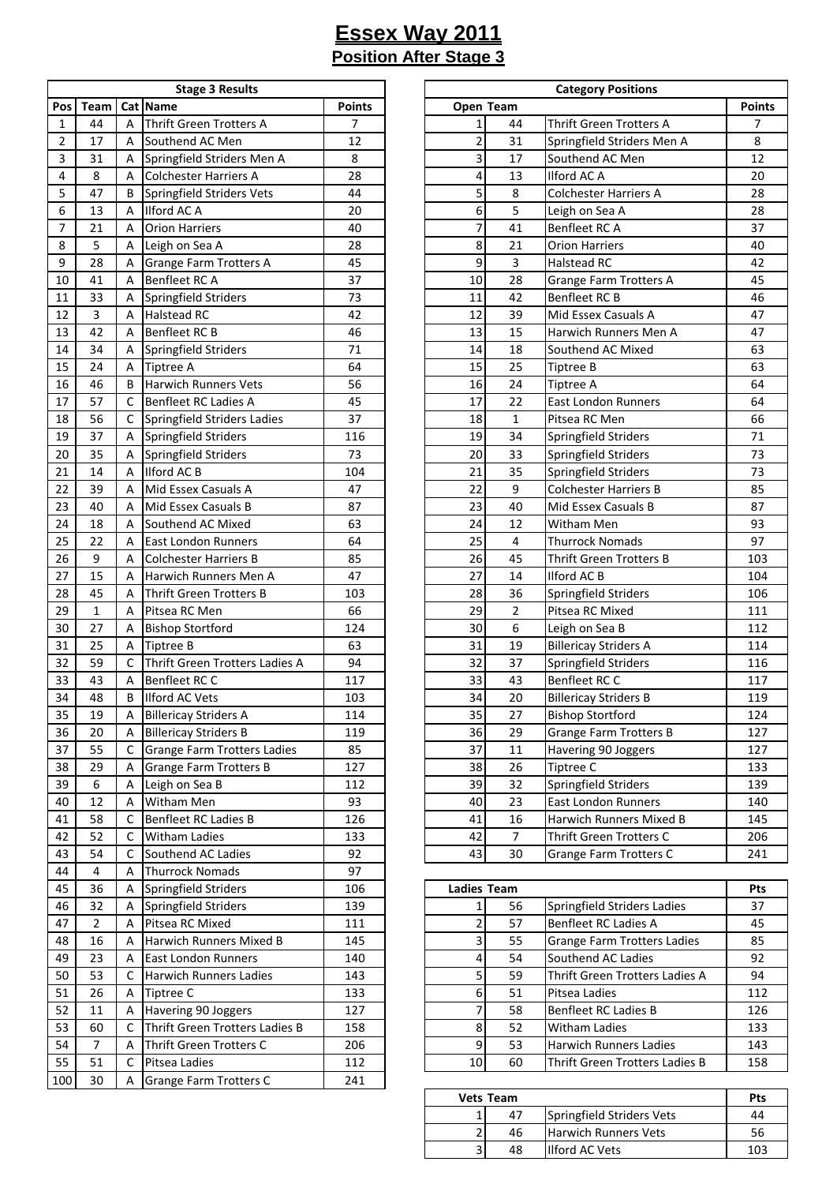# Essex Way 2011

## Position After Stage 3

| Stage 3 Results | | | | |
|---|---|---|---|---|
| Pos | Team | Cat | Name | Points |
| 1 | 44 | A | Thrift Green Trotters A | 7 |
| 2 | 17 | A | Southend AC Men | 12 |
| 3 | 31 | A | Springfield Striders Men A | 8 |
| 4 | 8 | A | Colchester Harriers A | 28 |
| 5 | 47 | B | Springfield Striders Vets | 44 |
| 6 | 13 | A | Ilford AC A | 20 |
| 7 | 21 | A | Orion Harriers | 40 |
| 8 | 5 | A | Leigh on Sea A | 28 |
| 9 | 28 | A | Grange Farm Trotters A | 45 |
| 10 | 41 | A | Benfleet RC A | 37 |
| 11 | 33 | A | Springfield Striders | 73 |
| 12 | 3 | A | Halstead RC | 42 |
| 13 | 42 | A | Benfleet RC B | 46 |
| 14 | 34 | A | Springfield Striders | 71 |
| 15 | 24 | A | Tiptree A | 64 |
| 16 | 46 | B | Harwich Runners Vets | 56 |
| 17 | 57 | C | Benfleet RC Ladies A | 45 |
| 18 | 56 | C | Springfield Striders Ladies | 37 |
| 19 | 37 | A | Springfield Striders | 116 |
| 20 | 35 | A | Springfield Striders | 73 |
| 21 | 14 | A | Ilford AC B | 104 |
| 22 | 39 | A | Mid Essex Casuals A | 47 |
| 23 | 40 | A | Mid Essex Casuals B | 87 |
| 24 | 18 | A | Southend AC Mixed | 63 |
| 25 | 22 | A | East London Runners | 64 |
| 26 | 9 | A | Colchester Harriers B | 85 |
| 27 | 15 | A | Harwich Runners Men A | 47 |
| 28 | 45 | A | Thrift Green Trotters B | 103 |
| 29 | 1 | A | Pitsea RC Men | 66 |
| 30 | 27 | A | Bishop Stortford | 124 |
| 31 | 25 | A | Tiptree B | 63 |
| 32 | 59 | C | Thrift Green Trotters Ladies A | 94 |
| 33 | 43 | A | Benfleet RC C | 117 |
| 34 | 48 | B | Ilford AC Vets | 103 |
| 35 | 19 | A | Billericay Striders A | 114 |
| 36 | 20 | A | Billericay Striders B | 119 |
| 37 | 55 | C | Grange Farm Trotters Ladies | 85 |
| 38 | 29 | A | Grange Farm Trotters B | 127 |
| 39 | 6 | A | Leigh on Sea B | 112 |
| 40 | 12 | A | Witham Men | 93 |
| 41 | 58 | C | Benfleet RC Ladies B | 126 |
| 42 | 52 | C | Witham Ladies | 133 |
| 43 | 54 | C | Southend AC Ladies | 92 |
| 44 | 4 | A | Thurrock Nomads | 97 |
| 45 | 36 | A | Springfield Striders | 106 |
| 46 | 32 | A | Springfield Striders | 139 |
| 47 | 2 | A | Pitsea RC Mixed | 111 |
| 48 | 16 | A | Harwich Runners Mixed B | 145 |
| 49 | 23 | A | East London Runners | 140 |
| 50 | 53 | C | Harwich Runners Ladies | 143 |
| 51 | 26 | A | Tiptree C | 133 |
| 52 | 11 | A | Havering 90 Joggers | 127 |
| 53 | 60 | C | Thrift Green Trotters Ladies B | 158 |
| 54 | 7 | A | Thrift Green Trotters C | 206 |
| 55 | 51 | C | Pitsea Ladies | 112 |
| 100 | 30 | A | Grange Farm Trotters C | 241 |

| Category Positions | | | |
|---|---|---|---|
| Open | Team | | Points |
| 1 | 44 | Thrift Green Trotters A | 7 |
| 2 | 31 | Springfield Striders Men A | 8 |
| 3 | 17 | Southend AC Men | 12 |
| 4 | 13 | Ilford AC A | 20 |
| 5 | 8 | Colchester Harriers A | 28 |
| 6 | 5 | Leigh on Sea A | 28 |
| 7 | 41 | Benfleet RC A | 37 |
| 8 | 21 | Orion Harriers | 40 |
| 9 | 3 | Halstead RC | 42 |
| 10 | 28 | Grange Farm Trotters A | 45 |
| 11 | 42 | Benfleet RC B | 46 |
| 12 | 39 | Mid Essex Casuals A | 47 |
| 13 | 15 | Harwich Runners Men A | 47 |
| 14 | 18 | Southend AC Mixed | 63 |
| 15 | 25 | Tiptree B | 63 |
| 16 | 24 | Tiptree A | 64 |
| 17 | 22 | East London Runners | 64 |
| 18 | 1 | Pitsea RC Men | 66 |
| 19 | 34 | Springfield Striders | 71 |
| 20 | 33 | Springfield Striders | 73 |
| 21 | 35 | Springfield Striders | 73 |
| 22 | 9 | Colchester Harriers B | 85 |
| 23 | 40 | Mid Essex Casuals B | 87 |
| 24 | 12 | Witham Men | 93 |
| 25 | 4 | Thurrock Nomads | 97 |
| 26 | 45 | Thrift Green Trotters B | 103 |
| 27 | 14 | Ilford AC B | 104 |
| 28 | 36 | Springfield Striders | 106 |
| 29 | 2 | Pitsea RC Mixed | 111 |
| 30 | 6 | Leigh on Sea B | 112 |
| 31 | 19 | Billericay Striders A | 114 |
| 32 | 37 | Springfield Striders | 116 |
| 33 | 43 | Benfleet RC C | 117 |
| 34 | 20 | Billericay Striders B | 119 |
| 35 | 27 | Bishop Stortford | 124 |
| 36 | 29 | Grange Farm Trotters B | 127 |
| 37 | 11 | Havering 90 Joggers | 127 |
| 38 | 26 | Tiptree C | 133 |
| 39 | 32 | Springfield Striders | 139 |
| 40 | 23 | East London Runners | 140 |
| 41 | 16 | Harwich Runners Mixed B | 145 |
| 42 | 7 | Thrift Green Trotters C | 206 |
| 43 | 30 | Grange Farm Trotters C | 241 |

| Ladies | Team | | Pts |
|---|---|---|---|
| 1 | 56 | Springfield Striders Ladies | 37 |
| 2 | 57 | Benfleet RC Ladies A | 45 |
| 3 | 55 | Grange Farm Trotters Ladies | 85 |
| 4 | 54 | Southend AC Ladies | 92 |
| 5 | 59 | Thrift Green Trotters Ladies A | 94 |
| 6 | 51 | Pitsea Ladies | 112 |
| 7 | 58 | Benfleet RC Ladies B | 126 |
| 8 | 52 | Witham Ladies | 133 |
| 9 | 53 | Harwich Runners Ladies | 143 |
| 10 | 60 | Thrift Green Trotters Ladies B | 158 |

| Vets | Team | | Pts |
|---|---|---|---|
| 1 | 47 | Springfield Striders Vets | 44 |
| 2 | 46 | Harwich Runners Vets | 56 |
| 3 | 48 | Ilford AC Vets | 103 |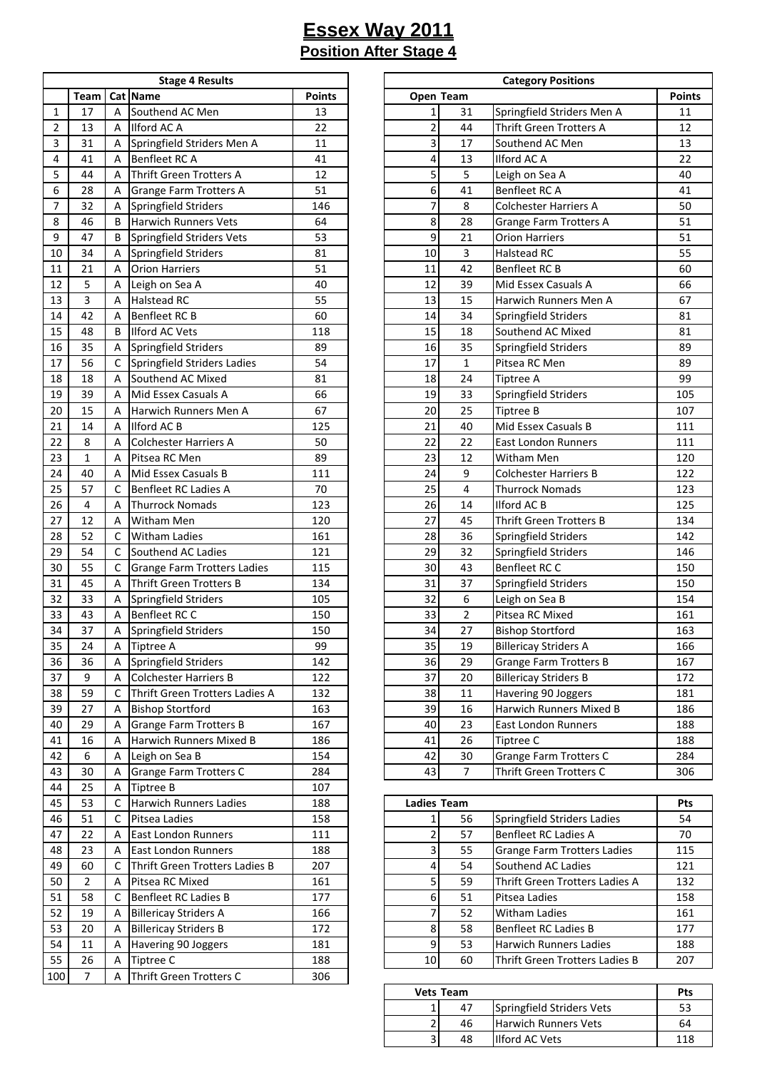# Essex Way 2011

## Position After Stage 4

| Stage 4 Results | | | | |
|---|---|---|---|---|
| | Team | Cat | Name | Points |
| 1 | 17 | A | Southend AC Men | 13 |
| 2 | 13 | A | Ilford AC A | 22 |
| 3 | 31 | A | Springfield Striders Men A | 11 |
| 4 | 41 | A | Benfleet RC A | 41 |
| 5 | 44 | A | Thrift Green Trotters A | 12 |
| 6 | 28 | A | Grange Farm Trotters A | 51 |
| 7 | 32 | A | Springfield Striders | 146 |
| 8 | 46 | B | Harwich Runners Vets | 64 |
| 9 | 47 | B | Springfield Striders Vets | 53 |
| 10 | 34 | A | Springfield Striders | 81 |
| 11 | 21 | A | Orion Harriers | 51 |
| 12 | 5 | A | Leigh on Sea A | 40 |
| 13 | 3 | A | Halstead RC | 55 |
| 14 | 42 | A | Benfleet RC B | 60 |
| 15 | 48 | B | Ilford AC Vets | 118 |
| 16 | 35 | A | Springfield Striders | 89 |
| 17 | 56 | C | Springfield Striders Ladies | 54 |
| 18 | 18 | A | Southend AC Mixed | 81 |
| 19 | 39 | A | Mid Essex Casuals A | 66 |
| 20 | 15 | A | Harwich Runners Men A | 67 |
| 21 | 14 | A | Ilford AC B | 125 |
| 22 | 8 | A | Colchester Harriers A | 50 |
| 23 | 1 | A | Pitsea RC Men | 89 |
| 24 | 40 | A | Mid Essex Casuals B | 111 |
| 25 | 57 | C | Benfleet RC Ladies A | 70 |
| 26 | 4 | A | Thurrock Nomads | 123 |
| 27 | 12 | A | Witham Men | 120 |
| 28 | 52 | C | Witham Ladies | 161 |
| 29 | 54 | C | Southend AC Ladies | 121 |
| 30 | 55 | C | Grange Farm Trotters Ladies | 115 |
| 31 | 45 | A | Thrift Green Trotters B | 134 |
| 32 | 33 | A | Springfield Striders | 105 |
| 33 | 43 | A | Benfleet RC C | 150 |
| 34 | 37 | A | Springfield Striders | 150 |
| 35 | 24 | A | Tiptree A | 99 |
| 36 | 36 | A | Springfield Striders | 142 |
| 37 | 9 | A | Colchester Harriers B | 122 |
| 38 | 59 | C | Thrift Green Trotters Ladies A | 132 |
| 39 | 27 | A | Bishop Stortford | 163 |
| 40 | 29 | A | Grange Farm Trotters B | 167 |
| 41 | 16 | A | Harwich Runners Mixed B | 186 |
| 42 | 6 | A | Leigh on Sea B | 154 |
| 43 | 30 | A | Grange Farm Trotters C | 284 |
| 44 | 25 | A | Tiptree B | 107 |
| 45 | 53 | C | Harwich Runners Ladies | 188 |
| 46 | 51 | C | Pitsea Ladies | 158 |
| 47 | 22 | A | East London Runners | 111 |
| 48 | 23 | A | East London Runners | 188 |
| 49 | 60 | C | Thrift Green Trotters Ladies B | 207 |
| 50 | 2 | A | Pitsea RC Mixed | 161 |
| 51 | 58 | C | Benfleet RC Ladies B | 177 |
| 52 | 19 | A | Billericay Striders A | 166 |
| 53 | 20 | A | Billericay Striders B | 172 |
| 54 | 11 | A | Havering 90 Joggers | 181 |
| 55 | 26 | A | Tiptree C | 188 |
| 100 | 7 | A | Thrift Green Trotters C | 306 |

| Category Positions | | | |
|---|---|---|---|
| Open | Team | | Points |
| 1 | 31 | Springfield Striders Men A | 11 |
| 2 | 44 | Thrift Green Trotters A | 12 |
| 3 | 17 | Southend AC Men | 13 |
| 4 | 13 | Ilford AC A | 22 |
| 5 | 5 | Leigh on Sea A | 40 |
| 6 | 41 | Benfleet RC A | 41 |
| 7 | 8 | Colchester Harriers A | 50 |
| 8 | 28 | Grange Farm Trotters A | 51 |
| 9 | 21 | Orion Harriers | 51 |
| 10 | 3 | Halstead RC | 55 |
| 11 | 42 | Benfleet RC B | 60 |
| 12 | 39 | Mid Essex Casuals A | 66 |
| 13 | 15 | Harwich Runners Men A | 67 |
| 14 | 34 | Springfield Striders | 81 |
| 15 | 18 | Southend AC Mixed | 81 |
| 16 | 35 | Springfield Striders | 89 |
| 17 | 1 | Pitsea RC Men | 89 |
| 18 | 24 | Tiptree A | 99 |
| 19 | 33 | Springfield Striders | 105 |
| 20 | 25 | Tiptree B | 107 |
| 21 | 40 | Mid Essex Casuals B | 111 |
| 22 | 22 | East London Runners | 111 |
| 23 | 12 | Witham Men | 120 |
| 24 | 9 | Colchester Harriers B | 122 |
| 25 | 4 | Thurrock Nomads | 123 |
| 26 | 14 | Ilford AC B | 125 |
| 27 | 45 | Thrift Green Trotters B | 134 |
| 28 | 36 | Springfield Striders | 142 |
| 29 | 32 | Springfield Striders | 146 |
| 30 | 43 | Benfleet RC C | 150 |
| 31 | 37 | Springfield Striders | 150 |
| 32 | 6 | Leigh on Sea B | 154 |
| 33 | 2 | Pitsea RC Mixed | 161 |
| 34 | 27 | Bishop Stortford | 163 |
| 35 | 19 | Billericay Striders A | 166 |
| 36 | 29 | Grange Farm Trotters B | 167 |
| 37 | 20 | Billericay Striders B | 172 |
| 38 | 11 | Havering 90 Joggers | 181 |
| 39 | 16 | Harwich Runners Mixed B | 186 |
| 40 | 23 | East London Runners | 188 |
| 41 | 26 | Tiptree C | 188 |
| 42 | 30 | Grange Farm Trotters C | 284 |
| 43 | 7 | Thrift Green Trotters C | 306 |

| Ladies | Team | | Pts |
|---|---|---|---|
| 1 | 56 | Springfield Striders Ladies | 54 |
| 2 | 57 | Benfleet RC Ladies A | 70 |
| 3 | 55 | Grange Farm Trotters Ladies | 115 |
| 4 | 54 | Southend AC Ladies | 121 |
| 5 | 59 | Thrift Green Trotters Ladies A | 132 |
| 6 | 51 | Pitsea Ladies | 158 |
| 7 | 52 | Witham Ladies | 161 |
| 8 | 58 | Benfleet RC Ladies B | 177 |
| 9 | 53 | Harwich Runners Ladies | 188 |
| 10 | 60 | Thrift Green Trotters Ladies B | 207 |

| Vets | Team | | Pts |
|---|---|---|---|
| 1 | 47 | Springfield Striders Vets | 53 |
| 2 | 46 | Harwich Runners Vets | 64 |
| 3 | 48 | Ilford AC Vets | 118 |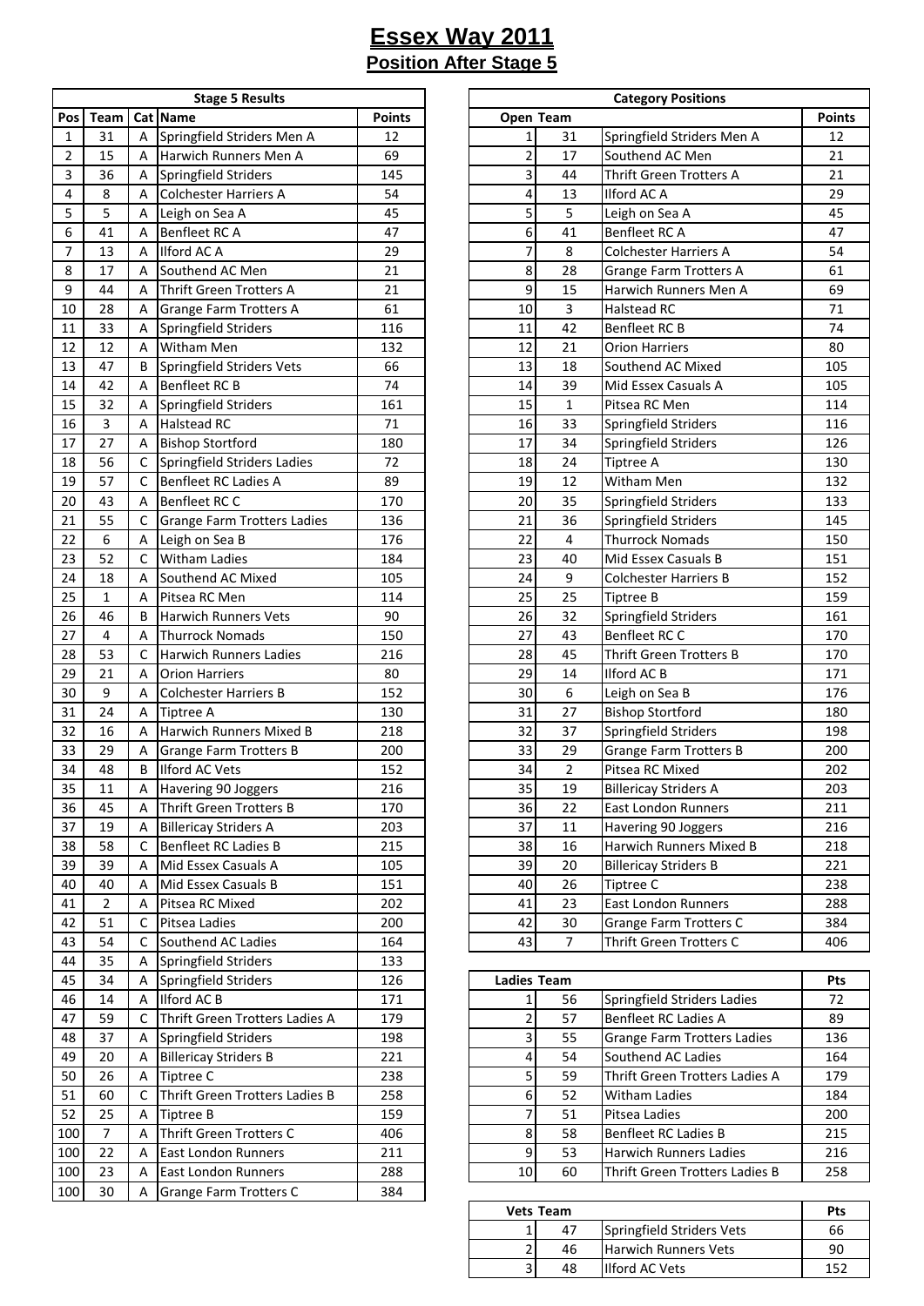# Essex Way 2011

## Position After Stage 5

| Stage 5 Results | | | | |
|---|---|---|---|---|
| Pos | Team | Cat | Name | Points |
| 1 | 31 | A | Springfield Striders Men A | 12 |
| 2 | 15 | A | Harwich Runners Men A | 69 |
| 3 | 36 | A | Springfield Striders | 145 |
| 4 | 8 | A | Colchester Harriers A | 54 |
| 5 | 5 | A | Leigh on Sea A | 45 |
| 6 | 41 | A | Benfleet RC A | 47 |
| 7 | 13 | A | Ilford AC A | 29 |
| 8 | 17 | A | Southend AC Men | 21 |
| 9 | 44 | A | Thrift Green Trotters A | 21 |
| 10 | 28 | A | Grange Farm Trotters A | 61 |
| 11 | 33 | A | Springfield Striders | 116 |
| 12 | 12 | A | Witham Men | 132 |
| 13 | 47 | B | Springfield Striders Vets | 66 |
| 14 | 42 | A | Benfleet RC B | 74 |
| 15 | 32 | A | Springfield Striders | 161 |
| 16 | 3 | A | Halstead RC | 71 |
| 17 | 27 | A | Bishop Stortford | 180 |
| 18 | 56 | C | Springfield Striders Ladies | 72 |
| 19 | 57 | C | Benfleet RC Ladies A | 89 |
| 20 | 43 | A | Benfleet RC C | 170 |
| 21 | 55 | C | Grange Farm Trotters Ladies | 136 |
| 22 | 6 | A | Leigh on Sea B | 176 |
| 23 | 52 | C | Witham Ladies | 184 |
| 24 | 18 | A | Southend AC Mixed | 105 |
| 25 | 1 | A | Pitsea RC Men | 114 |
| 26 | 46 | B | Harwich Runners Vets | 90 |
| 27 | 4 | A | Thurrock Nomads | 150 |
| 28 | 53 | C | Harwich Runners Ladies | 216 |
| 29 | 21 | A | Orion Harriers | 80 |
| 30 | 9 | A | Colchester Harriers B | 152 |
| 31 | 24 | A | Tiptree A | 130 |
| 32 | 16 | A | Harwich Runners Mixed B | 218 |
| 33 | 29 | A | Grange Farm Trotters B | 200 |
| 34 | 48 | B | Ilford AC Vets | 152 |
| 35 | 11 | A | Havering 90 Joggers | 216 |
| 36 | 45 | A | Thrift Green Trotters B | 170 |
| 37 | 19 | A | Billericay Striders A | 203 |
| 38 | 58 | C | Benfleet RC Ladies B | 215 |
| 39 | 39 | A | Mid Essex Casuals A | 105 |
| 40 | 40 | A | Mid Essex Casuals B | 151 |
| 41 | 2 | A | Pitsea RC Mixed | 202 |
| 42 | 51 | C | Pitsea Ladies | 200 |
| 43 | 54 | C | Southend AC Ladies | 164 |
| 44 | 35 | A | Springfield Striders | 133 |
| 45 | 34 | A | Springfield Striders | 126 |
| 46 | 14 | A | Ilford AC B | 171 |
| 47 | 59 | C | Thrift Green Trotters Ladies A | 179 |
| 48 | 37 | A | Springfield Striders | 198 |
| 49 | 20 | A | Billericay Striders B | 221 |
| 50 | 26 | A | Tiptree C | 238 |
| 51 | 60 | C | Thrift Green Trotters Ladies B | 258 |
| 52 | 25 | A | Tiptree B | 159 |
| 100 | 7 | A | Thrift Green Trotters C | 406 |
| 100 | 22 | A | East London Runners | 211 |
| 100 | 23 | A | East London Runners | 288 |
| 100 | 30 | A | Grange Farm Trotters C | 384 |

| Category Positions | | | |
|---|---|---|---|
| Open Team | | | Points |
| 1 | 31 | Springfield Striders Men A | 12 |
| 2 | 17 | Southend AC Men | 21 |
| 3 | 44 | Thrift Green Trotters A | 21 |
| 4 | 13 | Ilford AC A | 29 |
| 5 | 5 | Leigh on Sea A | 45 |
| 6 | 41 | Benfleet RC A | 47 |
| 7 | 8 | Colchester Harriers A | 54 |
| 8 | 28 | Grange Farm Trotters A | 61 |
| 9 | 15 | Harwich Runners Men A | 69 |
| 10 | 3 | Halstead RC | 71 |
| 11 | 42 | Benfleet RC B | 74 |
| 12 | 21 | Orion Harriers | 80 |
| 13 | 18 | Southend AC Mixed | 105 |
| 14 | 39 | Mid Essex Casuals A | 105 |
| 15 | 1 | Pitsea RC Men | 114 |
| 16 | 33 | Springfield Striders | 116 |
| 17 | 34 | Springfield Striders | 126 |
| 18 | 24 | Tiptree A | 130 |
| 19 | 12 | Witham Men | 132 |
| 20 | 35 | Springfield Striders | 133 |
| 21 | 36 | Springfield Striders | 145 |
| 22 | 4 | Thurrock Nomads | 150 |
| 23 | 40 | Mid Essex Casuals B | 151 |
| 24 | 9 | Colchester Harriers B | 152 |
| 25 | 25 | Tiptree B | 159 |
| 26 | 32 | Springfield Striders | 161 |
| 27 | 43 | Benfleet RC C | 170 |
| 28 | 45 | Thrift Green Trotters B | 170 |
| 29 | 14 | Ilford AC B | 171 |
| 30 | 6 | Leigh on Sea B | 176 |
| 31 | 27 | Bishop Stortford | 180 |
| 32 | 37 | Springfield Striders | 198 |
| 33 | 29 | Grange Farm Trotters B | 200 |
| 34 | 2 | Pitsea RC Mixed | 202 |
| 35 | 19 | Billericay Striders A | 203 |
| 36 | 22 | East London Runners | 211 |
| 37 | 11 | Havering 90 Joggers | 216 |
| 38 | 16 | Harwich Runners Mixed B | 218 |
| 39 | 20 | Billericay Striders B | 221 |
| 40 | 26 | Tiptree C | 238 |
| 41 | 23 | East London Runners | 288 |
| 42 | 30 | Grange Farm Trotters C | 384 |
| 43 | 7 | Thrift Green Trotters C | 406 |

| Ladies Team | | | Pts |
|---|---|---|---|
| 1 | 56 | Springfield Striders Ladies | 72 |
| 2 | 57 | Benfleet RC Ladies A | 89 |
| 3 | 55 | Grange Farm Trotters Ladies | 136 |
| 4 | 54 | Southend AC Ladies | 164 |
| 5 | 59 | Thrift Green Trotters Ladies A | 179 |
| 6 | 52 | Witham Ladies | 184 |
| 7 | 51 | Pitsea Ladies | 200 |
| 8 | 58 | Benfleet RC Ladies B | 215 |
| 9 | 53 | Harwich Runners Ladies | 216 |
| 10 | 60 | Thrift Green Trotters Ladies B | 258 |

| Vets Team | | | Pts |
|---|---|---|---|
| 1 | 47 | Springfield Striders Vets | 66 |
| 2 | 46 | Harwich Runners Vets | 90 |
| 3 | 48 | Ilford AC Vets | 152 |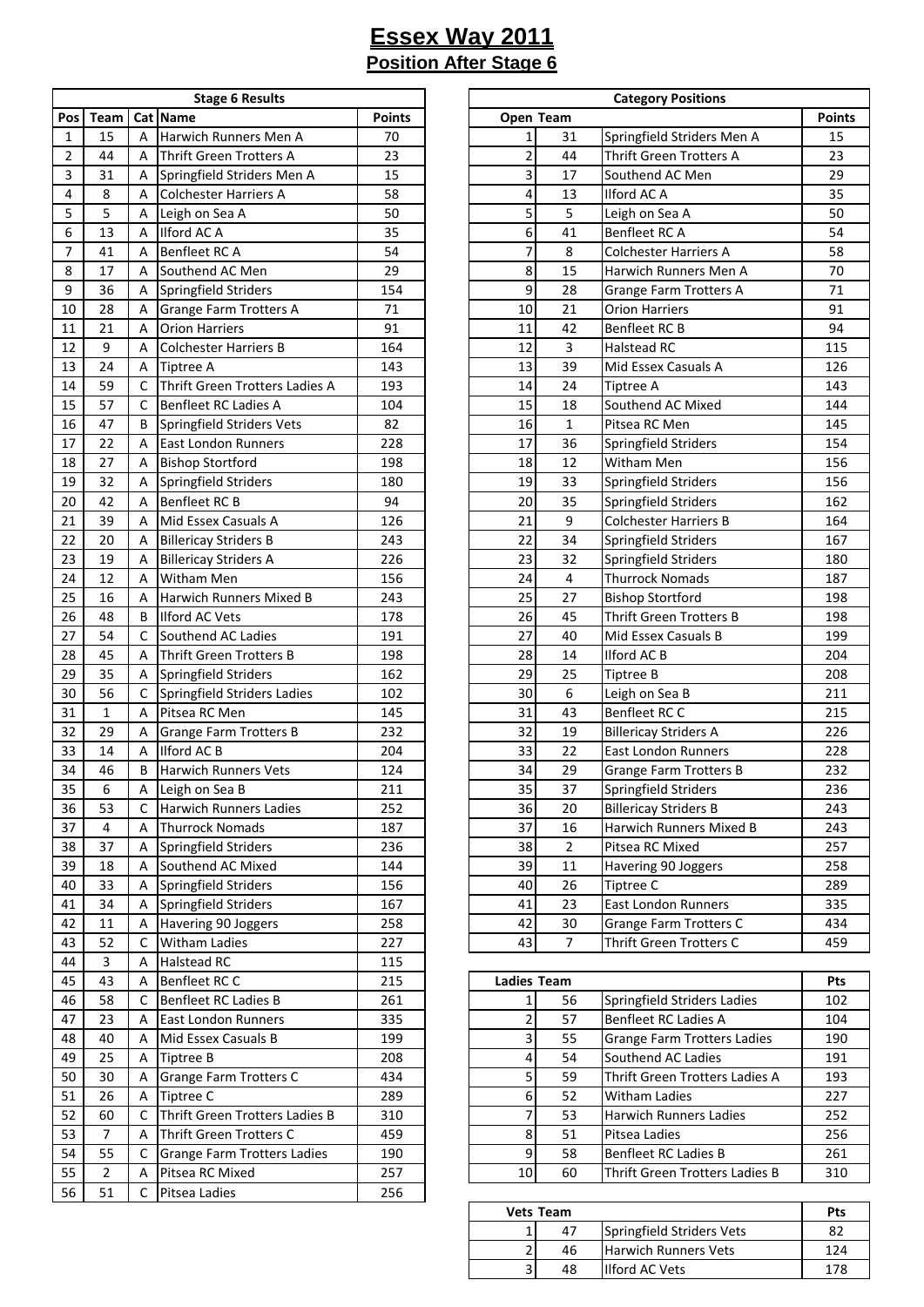# Essex Way 2011

## Position After Stage 6

| Stage 6 Results | | | | |
|---|---|---|---|---|
| Pos | Team | Cat | Name | Points |
| 1 | 15 | A | Harwich Runners Men A | 70 |
| 2 | 44 | A | Thrift Green Trotters A | 23 |
| 3 | 31 | A | Springfield Striders Men A | 15 |
| 4 | 8 | A | Colchester Harriers A | 58 |
| 5 | 5 | A | Leigh on Sea A | 50 |
| 6 | 13 | A | Ilford AC A | 35 |
| 7 | 41 | A | Benfleet RC A | 54 |
| 8 | 17 | A | Southend AC Men | 29 |
| 9 | 36 | A | Springfield Striders | 154 |
| 10 | 28 | A | Grange Farm Trotters A | 71 |
| 11 | 21 | A | Orion Harriers | 91 |
| 12 | 9 | A | Colchester Harriers B | 164 |
| 13 | 24 | A | Tiptree A | 143 |
| 14 | 59 | C | Thrift Green Trotters Ladies A | 193 |
| 15 | 57 | C | Benfleet RC Ladies A | 104 |
| 16 | 47 | B | Springfield Striders Vets | 82 |
| 17 | 22 | A | East London Runners | 228 |
| 18 | 27 | A | Bishop Stortford | 198 |
| 19 | 32 | A | Springfield Striders | 180 |
| 20 | 42 | A | Benfleet RC B | 94 |
| 21 | 39 | A | Mid Essex Casuals A | 126 |
| 22 | 20 | A | Billericay Striders B | 243 |
| 23 | 19 | A | Billericay Striders A | 226 |
| 24 | 12 | A | Witham Men | 156 |
| 25 | 16 | A | Harwich Runners Mixed B | 243 |
| 26 | 48 | B | Ilford AC Vets | 178 |
| 27 | 54 | C | Southend AC Ladies | 191 |
| 28 | 45 | A | Thrift Green Trotters B | 198 |
| 29 | 35 | A | Springfield Striders | 162 |
| 30 | 56 | C | Springfield Striders Ladies | 102 |
| 31 | 1 | A | Pitsea RC Men | 145 |
| 32 | 29 | A | Grange Farm Trotters B | 232 |
| 33 | 14 | A | Ilford AC B | 204 |
| 34 | 46 | B | Harwich Runners Vets | 124 |
| 35 | 6 | A | Leigh on Sea B | 211 |
| 36 | 53 | C | Harwich Runners Ladies | 252 |
| 37 | 4 | A | Thurrock Nomads | 187 |
| 38 | 37 | A | Springfield Striders | 236 |
| 39 | 18 | A | Southend AC Mixed | 144 |
| 40 | 33 | A | Springfield Striders | 156 |
| 41 | 34 | A | Springfield Striders | 167 |
| 42 | 11 | A | Havering 90 Joggers | 258 |
| 43 | 52 | C | Witham Ladies | 227 |
| 44 | 3 | A | Halstead RC | 115 |
| 45 | 43 | A | Benfleet RC C | 215 |
| 46 | 58 | C | Benfleet RC Ladies B | 261 |
| 47 | 23 | A | East London Runners | 335 |
| 48 | 40 | A | Mid Essex Casuals B | 199 |
| 49 | 25 | A | Tiptree B | 208 |
| 50 | 30 | A | Grange Farm Trotters C | 434 |
| 51 | 26 | A | Tiptree C | 289 |
| 52 | 60 | C | Thrift Green Trotters Ladies B | 310 |
| 53 | 7 | A | Thrift Green Trotters C | 459 |
| 54 | 55 | C | Grange Farm Trotters Ladies | 190 |
| 55 | 2 | A | Pitsea RC Mixed | 257 |
| 56 | 51 | C | Pitsea Ladies | 256 |

| Category Positions | | | |
|---|---|---|---|
| Open Team | | | Points |
| 1 | 31 | Springfield Striders Men A | 15 |
| 2 | 44 | Thrift Green Trotters A | 23 |
| 3 | 17 | Southend AC Men | 29 |
| 4 | 13 | Ilford AC A | 35 |
| 5 | 5 | Leigh on Sea A | 50 |
| 6 | 41 | Benfleet RC A | 54 |
| 7 | 8 | Colchester Harriers A | 58 |
| 8 | 15 | Harwich Runners Men A | 70 |
| 9 | 28 | Grange Farm Trotters A | 71 |
| 10 | 21 | Orion Harriers | 91 |
| 11 | 42 | Benfleet RC B | 94 |
| 12 | 3 | Halstead RC | 115 |
| 13 | 39 | Mid Essex Casuals A | 126 |
| 14 | 24 | Tiptree A | 143 |
| 15 | 18 | Southend AC Mixed | 144 |
| 16 | 1 | Pitsea RC Men | 145 |
| 17 | 36 | Springfield Striders | 154 |
| 18 | 12 | Witham Men | 156 |
| 19 | 33 | Springfield Striders | 156 |
| 20 | 35 | Springfield Striders | 162 |
| 21 | 9 | Colchester Harriers B | 164 |
| 22 | 34 | Springfield Striders | 167 |
| 23 | 32 | Springfield Striders | 180 |
| 24 | 4 | Thurrock Nomads | 187 |
| 25 | 27 | Bishop Stortford | 198 |
| 26 | 45 | Thrift Green Trotters B | 198 |
| 27 | 40 | Mid Essex Casuals B | 199 |
| 28 | 14 | Ilford AC B | 204 |
| 29 | 25 | Tiptree B | 208 |
| 30 | 6 | Leigh on Sea B | 211 |
| 31 | 43 | Benfleet RC C | 215 |
| 32 | 19 | Billericay Striders A | 226 |
| 33 | 22 | East London Runners | 228 |
| 34 | 29 | Grange Farm Trotters B | 232 |
| 35 | 37 | Springfield Striders | 236 |
| 36 | 20 | Billericay Striders B | 243 |
| 37 | 16 | Harwich Runners Mixed B | 243 |
| 38 | 2 | Pitsea RC Mixed | 257 |
| 39 | 11 | Havering 90 Joggers | 258 |
| 40 | 26 | Tiptree C | 289 |
| 41 | 23 | East London Runners | 335 |
| 42 | 30 | Grange Farm Trotters C | 434 |
| 43 | 7 | Thrift Green Trotters C | 459 |

| Ladies Team | | | Pts |
|---|---|---|---|
| 1 | 56 | Springfield Striders Ladies | 102 |
| 2 | 57 | Benfleet RC Ladies A | 104 |
| 3 | 55 | Grange Farm Trotters Ladies | 190 |
| 4 | 54 | Southend AC Ladies | 191 |
| 5 | 59 | Thrift Green Trotters Ladies A | 193 |
| 6 | 52 | Witham Ladies | 227 |
| 7 | 53 | Harwich Runners Ladies | 252 |
| 8 | 51 | Pitsea Ladies | 256 |
| 9 | 58 | Benfleet RC Ladies B | 261 |
| 10 | 60 | Thrift Green Trotters Ladies B | 310 |

| Vets Team | | | Pts |
|---|---|---|---|
| 1 | 47 | Springfield Striders Vets | 82 |
| 2 | 46 | Harwich Runners Vets | 124 |
| 3 | 48 | Ilford AC Vets | 178 |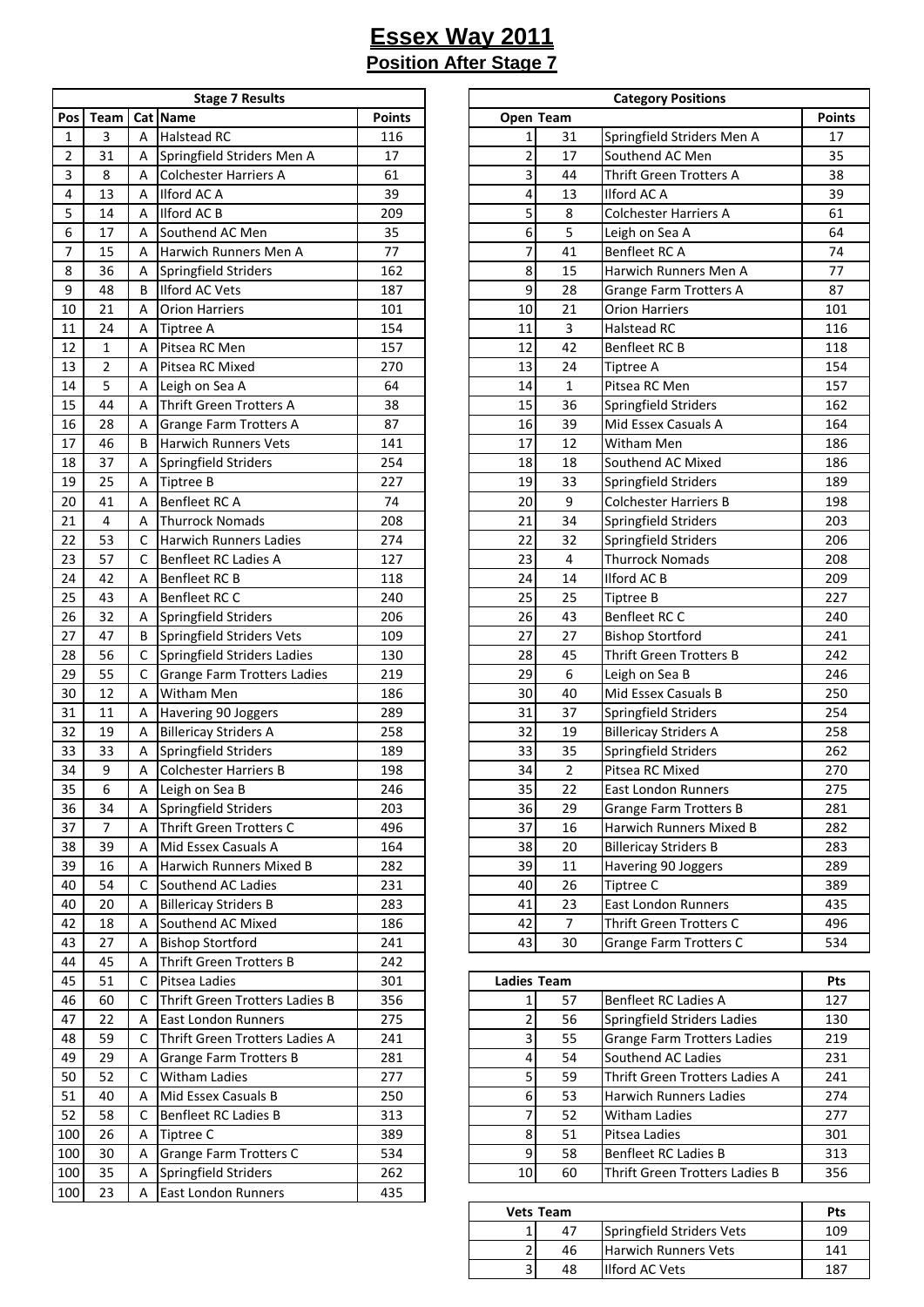# Essex Way 2011

## Position After Stage 7

**Stage 7 Results**

| Pos | Team | Cat | Name | Points |
|---|---|---|---|---|
| 1 | 3 | A | Halstead RC | 116 |
| 2 | 31 | A | Springfield Striders Men A | 17 |
| 3 | 8 | A | Colchester Harriers A | 61 |
| 4 | 13 | A | Ilford AC A | 39 |
| 5 | 14 | A | Ilford AC B | 209 |
| 6 | 17 | A | Southend AC Men | 35 |
| 7 | 15 | A | Harwich Runners Men A | 77 |
| 8 | 36 | A | Springfield Striders | 162 |
| 9 | 48 | B | Ilford AC Vets | 187 |
| 10 | 21 | A | Orion Harriers | 101 |
| 11 | 24 | A | Tiptree A | 154 |
| 12 | 1 | A | Pitsea RC Men | 157 |
| 13 | 2 | A | Pitsea RC Mixed | 270 |
| 14 | 5 | A | Leigh on Sea A | 64 |
| 15 | 44 | A | Thrift Green Trotters A | 38 |
| 16 | 28 | A | Grange Farm Trotters A | 87 |
| 17 | 46 | B | Harwich Runners Vets | 141 |
| 18 | 37 | A | Springfield Striders | 254 |
| 19 | 25 | A | Tiptree B | 227 |
| 20 | 41 | A | Benfleet RC A | 74 |
| 21 | 4 | A | Thurrock Nomads | 208 |
| 22 | 53 | C | Harwich Runners Ladies | 274 |
| 23 | 57 | C | Benfleet RC Ladies A | 127 |
| 24 | 42 | A | Benfleet RC B | 118 |
| 25 | 43 | A | Benfleet RC C | 240 |
| 26 | 32 | A | Springfield Striders | 206 |
| 27 | 47 | B | Springfield Striders Vets | 109 |
| 28 | 56 | C | Springfield Striders Ladies | 130 |
| 29 | 55 | C | Grange Farm Trotters Ladies | 219 |
| 30 | 12 | A | Witham Men | 186 |
| 31 | 11 | A | Havering 90 Joggers | 289 |
| 32 | 19 | A | Billericay Striders A | 258 |
| 33 | 33 | A | Springfield Striders | 189 |
| 34 | 9 | A | Colchester Harriers B | 198 |
| 35 | 6 | A | Leigh on Sea B | 246 |
| 36 | 34 | A | Springfield Striders | 203 |
| 37 | 7 | A | Thrift Green Trotters C | 496 |
| 38 | 39 | A | Mid Essex Casuals A | 164 |
| 39 | 16 | A | Harwich Runners Mixed B | 282 |
| 40 | 54 | C | Southend AC Ladies | 231 |
| 40 | 20 | A | Billericay Striders B | 283 |
| 42 | 18 | A | Southend AC Mixed | 186 |
| 43 | 27 | A | Bishop Stortford | 241 |
| 44 | 45 | A | Thrift Green Trotters B | 242 |
| 45 | 51 | C | Pitsea Ladies | 301 |
| 46 | 60 | C | Thrift Green Trotters Ladies B | 356 |
| 47 | 22 | A | East London Runners | 275 |
| 48 | 59 | C | Thrift Green Trotters Ladies A | 241 |
| 49 | 29 | A | Grange Farm Trotters B | 281 |
| 50 | 52 | C | Witham Ladies | 277 |
| 51 | 40 | A | Mid Essex Casuals B | 250 |
| 52 | 58 | C | Benfleet RC Ladies B | 313 |
| 100 | 26 | A | Tiptree C | 389 |
| 100 | 30 | A | Grange Farm Trotters C | 534 |
| 100 | 35 | A | Springfield Striders | 262 |
| 100 | 23 | A | East London Runners | 435 |

**Category Positions**

| Open | Team | Name | Points |
|---|---|---|---|
| 1 | 31 | Springfield Striders Men A | 17 |
| 2 | 17 | Southend AC Men | 35 |
| 3 | 44 | Thrift Green Trotters A | 38 |
| 4 | 13 | Ilford AC A | 39 |
| 5 | 8 | Colchester Harriers A | 61 |
| 6 | 5 | Leigh on Sea A | 64 |
| 7 | 41 | Benfleet RC A | 74 |
| 8 | 15 | Harwich Runners Men A | 77 |
| 9 | 28 | Grange Farm Trotters A | 87 |
| 10 | 21 | Orion Harriers | 101 |
| 11 | 3 | Halstead RC | 116 |
| 12 | 42 | Benfleet RC B | 118 |
| 13 | 24 | Tiptree A | 154 |
| 14 | 1 | Pitsea RC Men | 157 |
| 15 | 36 | Springfield Striders | 162 |
| 16 | 39 | Mid Essex Casuals A | 164 |
| 17 | 12 | Witham Men | 186 |
| 18 | 18 | Southend AC Mixed | 186 |
| 19 | 33 | Springfield Striders | 189 |
| 20 | 9 | Colchester Harriers B | 198 |
| 21 | 34 | Springfield Striders | 203 |
| 22 | 32 | Springfield Striders | 206 |
| 23 | 4 | Thurrock Nomads | 208 |
| 24 | 14 | Ilford AC B | 209 |
| 25 | 25 | Tiptree B | 227 |
| 26 | 43 | Benfleet RC C | 240 |
| 27 | 27 | Bishop Stortford | 241 |
| 28 | 45 | Thrift Green Trotters B | 242 |
| 29 | 6 | Leigh on Sea B | 246 |
| 30 | 40 | Mid Essex Casuals B | 250 |
| 31 | 37 | Springfield Striders | 254 |
| 32 | 19 | Billericay Striders A | 258 |
| 33 | 35 | Springfield Striders | 262 |
| 34 | 2 | Pitsea RC Mixed | 270 |
| 35 | 22 | East London Runners | 275 |
| 36 | 29 | Grange Farm Trotters B | 281 |
| 37 | 16 | Harwich Runners Mixed B | 282 |
| 38 | 20 | Billericay Striders B | 283 |
| 39 | 11 | Havering 90 Joggers | 289 |
| 40 | 26 | Tiptree C | 389 |
| 41 | 23 | East London Runners | 435 |
| 42 | 7 | Thrift Green Trotters C | 496 |
| 43 | 30 | Grange Farm Trotters C | 534 |

| Ladies | Team | Name | Pts |
|---|---|---|---|
| 1 | 57 | Benfleet RC Ladies A | 127 |
| 2 | 56 | Springfield Striders Ladies | 130 |
| 3 | 55 | Grange Farm Trotters Ladies | 219 |
| 4 | 54 | Southend AC Ladies | 231 |
| 5 | 59 | Thrift Green Trotters Ladies A | 241 |
| 6 | 53 | Harwich Runners Ladies | 274 |
| 7 | 52 | Witham Ladies | 277 |
| 8 | 51 | Pitsea Ladies | 301 |
| 9 | 58 | Benfleet RC Ladies B | 313 |
| 10 | 60 | Thrift Green Trotters Ladies B | 356 |

| Vets | Team | Name | Pts |
|---|---|---|---|
| 1 | 47 | Springfield Striders Vets | 109 |
| 2 | 46 | Harwich Runners Vets | 141 |
| 3 | 48 | Ilford AC Vets | 187 |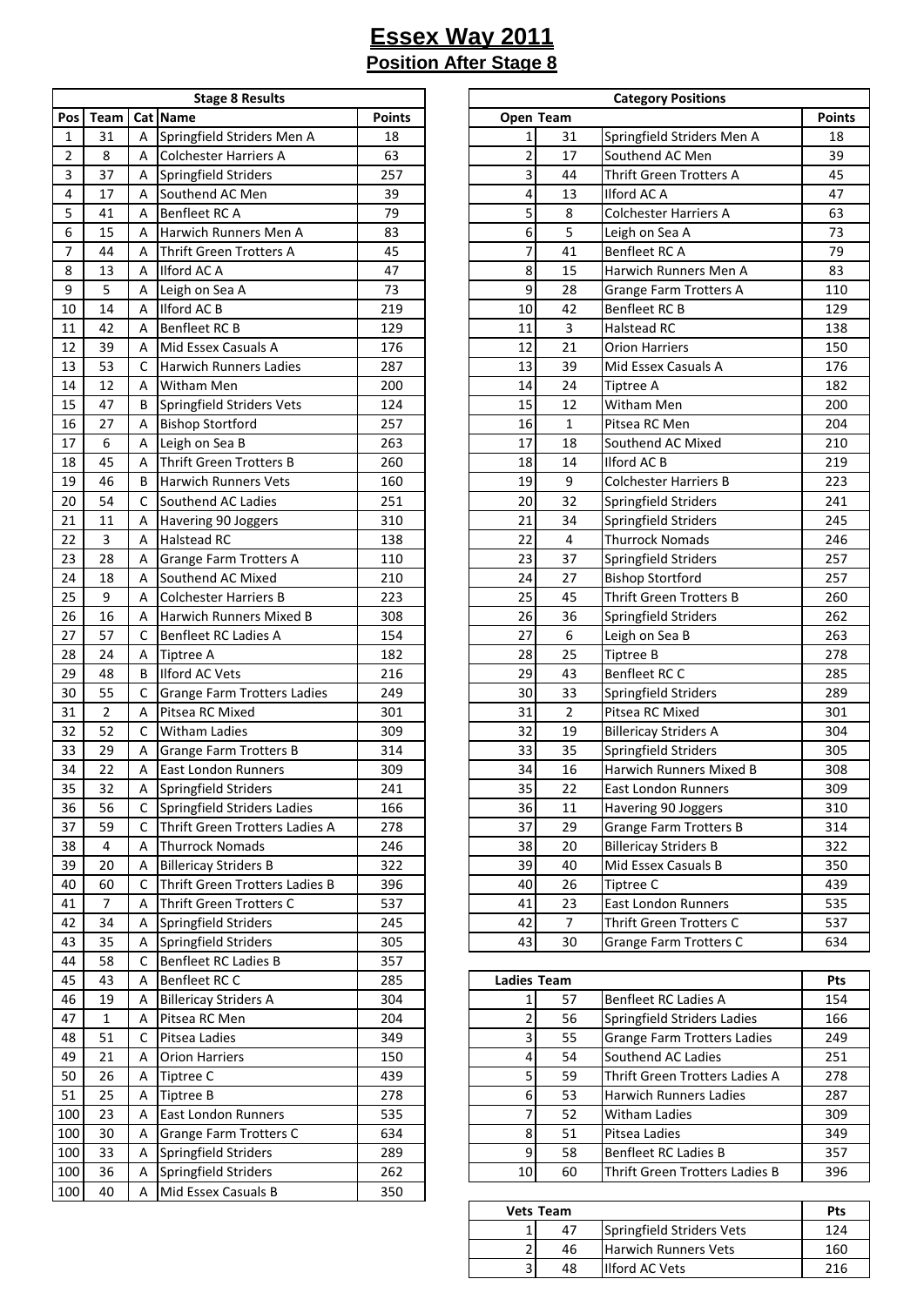# Essex Way 2011

## Position After Stage 8

| Stage 8 Results | | | | |
|---|---|---|---|---|
| Pos | Team | Cat | Name | Points |
| 1 | 31 | A | Springfield Striders Men A | 18 |
| 2 | 8 | A | Colchester Harriers A | 63 |
| 3 | 37 | A | Springfield Striders | 257 |
| 4 | 17 | A | Southend AC Men | 39 |
| 5 | 41 | A | Benfleet RC A | 79 |
| 6 | 15 | A | Harwich Runners Men A | 83 |
| 7 | 44 | A | Thrift Green Trotters A | 45 |
| 8 | 13 | A | Ilford AC A | 47 |
| 9 | 5 | A | Leigh on Sea A | 73 |
| 10 | 14 | A | Ilford AC B | 219 |
| 11 | 42 | A | Benfleet RC B | 129 |
| 12 | 39 | A | Mid Essex Casuals A | 176 |
| 13 | 53 | C | Harwich Runners Ladies | 287 |
| 14 | 12 | A | Witham Men | 200 |
| 15 | 47 | B | Springfield Striders Vets | 124 |
| 16 | 27 | A | Bishop Stortford | 257 |
| 17 | 6 | A | Leigh on Sea B | 263 |
| 18 | 45 | A | Thrift Green Trotters B | 260 |
| 19 | 46 | B | Harwich Runners Vets | 160 |
| 20 | 54 | C | Southend AC Ladies | 251 |
| 21 | 11 | A | Havering 90 Joggers | 310 |
| 22 | 3 | A | Halstead RC | 138 |
| 23 | 28 | A | Grange Farm Trotters A | 110 |
| 24 | 18 | A | Southend AC Mixed | 210 |
| 25 | 9 | A | Colchester Harriers B | 223 |
| 26 | 16 | A | Harwich Runners Mixed B | 308 |
| 27 | 57 | C | Benfleet RC Ladies A | 154 |
| 28 | 24 | A | Tiptree A | 182 |
| 29 | 48 | B | Ilford AC Vets | 216 |
| 30 | 55 | C | Grange Farm Trotters Ladies | 249 |
| 31 | 2 | A | Pitsea RC Mixed | 301 |
| 32 | 52 | C | Witham Ladies | 309 |
| 33 | 29 | A | Grange Farm Trotters B | 314 |
| 34 | 22 | A | East London Runners | 309 |
| 35 | 32 | A | Springfield Striders | 241 |
| 36 | 56 | C | Springfield Striders Ladies | 166 |
| 37 | 59 | C | Thrift Green Trotters Ladies A | 278 |
| 38 | 4 | A | Thurrock Nomads | 246 |
| 39 | 20 | A | Billericay Striders B | 322 |
| 40 | 60 | C | Thrift Green Trotters Ladies B | 396 |
| 41 | 7 | A | Thrift Green Trotters C | 537 |
| 42 | 34 | A | Springfield Striders | 245 |
| 43 | 35 | A | Springfield Striders | 305 |
| 44 | 58 | C | Benfleet RC Ladies B | 357 |
| 45 | 43 | A | Benfleet RC C | 285 |
| 46 | 19 | A | Billericay Striders A | 304 |
| 47 | 1 | A | Pitsea RC Men | 204 |
| 48 | 51 | C | Pitsea Ladies | 349 |
| 49 | 21 | A | Orion Harriers | 150 |
| 50 | 26 | A | Tiptree C | 439 |
| 51 | 25 | A | Tiptree B | 278 |
| 100 | 23 | A | East London Runners | 535 |
| 100 | 30 | A | Grange Farm Trotters C | 634 |
| 100 | 33 | A | Springfield Striders | 289 |
| 100 | 36 | A | Springfield Striders | 262 |
| 100 | 40 | A | Mid Essex Casuals B | 350 |

| Category Positions | | | |
|---|---|---|---|
| Open | Team | | Points |
| 1 | 31 | Springfield Striders Men A | 18 |
| 2 | 17 | Southend AC Men | 39 |
| 3 | 44 | Thrift Green Trotters A | 45 |
| 4 | 13 | Ilford AC A | 47 |
| 5 | 8 | Colchester Harriers A | 63 |
| 6 | 5 | Leigh on Sea A | 73 |
| 7 | 41 | Benfleet RC A | 79 |
| 8 | 15 | Harwich Runners Men A | 83 |
| 9 | 28 | Grange Farm Trotters A | 110 |
| 10 | 42 | Benfleet RC B | 129 |
| 11 | 3 | Halstead RC | 138 |
| 12 | 21 | Orion Harriers | 150 |
| 13 | 39 | Mid Essex Casuals A | 176 |
| 14 | 24 | Tiptree A | 182 |
| 15 | 12 | Witham Men | 200 |
| 16 | 1 | Pitsea RC Men | 204 |
| 17 | 18 | Southend AC Mixed | 210 |
| 18 | 14 | Ilford AC B | 219 |
| 19 | 9 | Colchester Harriers B | 223 |
| 20 | 32 | Springfield Striders | 241 |
| 21 | 34 | Springfield Striders | 245 |
| 22 | 4 | Thurrock Nomads | 246 |
| 23 | 37 | Springfield Striders | 257 |
| 24 | 27 | Bishop Stortford | 257 |
| 25 | 45 | Thrift Green Trotters B | 260 |
| 26 | 36 | Springfield Striders | 262 |
| 27 | 6 | Leigh on Sea B | 263 |
| 28 | 25 | Tiptree B | 278 |
| 29 | 43 | Benfleet RC C | 285 |
| 30 | 33 | Springfield Striders | 289 |
| 31 | 2 | Pitsea RC Mixed | 301 |
| 32 | 19 | Billericay Striders A | 304 |
| 33 | 35 | Springfield Striders | 305 |
| 34 | 16 | Harwich Runners Mixed B | 308 |
| 35 | 22 | East London Runners | 309 |
| 36 | 11 | Havering 90 Joggers | 310 |
| 37 | 29 | Grange Farm Trotters B | 314 |
| 38 | 20 | Billericay Striders B | 322 |
| 39 | 40 | Mid Essex Casuals B | 350 |
| 40 | 26 | Tiptree C | 439 |
| 41 | 23 | East London Runners | 535 |
| 42 | 7 | Thrift Green Trotters C | 537 |
| 43 | 30 | Grange Farm Trotters C | 634 |

| Ladies | Team | | Pts |
|---|---|---|---|
| 1 | 57 | Benfleet RC Ladies A | 154 |
| 2 | 56 | Springfield Striders Ladies | 166 |
| 3 | 55 | Grange Farm Trotters Ladies | 249 |
| 4 | 54 | Southend AC Ladies | 251 |
| 5 | 59 | Thrift Green Trotters Ladies A | 278 |
| 6 | 53 | Harwich Runners Ladies | 287 |
| 7 | 52 | Witham Ladies | 309 |
| 8 | 51 | Pitsea Ladies | 349 |
| 9 | 58 | Benfleet RC Ladies B | 357 |
| 10 | 60 | Thrift Green Trotters Ladies B | 396 |

| Vets | Team | | Pts |
|---|---|---|---|
| 1 | 47 | Springfield Striders Vets | 124 |
| 2 | 46 | Harwich Runners Vets | 160 |
| 3 | 48 | Ilford AC Vets | 216 |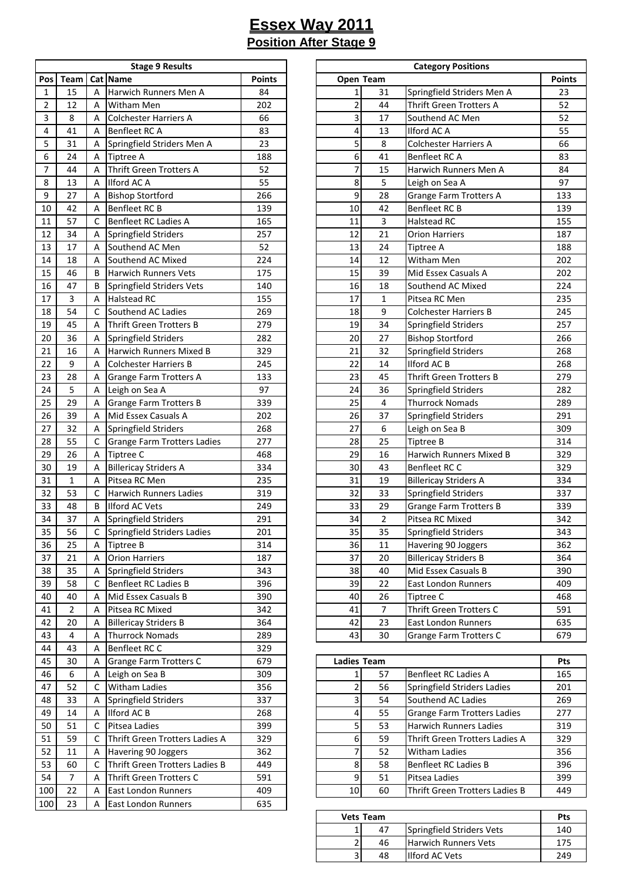# Essex Way 2011

## Position After Stage 9

| Stage 9 Results | | | | |
|---|---|---|---|---|
| Pos | Team | Cat | Name | Points |
| 1 | 15 | A | Harwich Runners Men A | 84 |
| 2 | 12 | A | Witham Men | 202 |
| 3 | 8 | A | Colchester Harriers A | 66 |
| 4 | 41 | A | Benfleet RC A | 83 |
| 5 | 31 | A | Springfield Striders Men A | 23 |
| 6 | 24 | A | Tiptree A | 188 |
| 7 | 44 | A | Thrift Green Trotters A | 52 |
| 8 | 13 | A | Ilford AC A | 55 |
| 9 | 27 | A | Bishop Stortford | 266 |
| 10 | 42 | A | Benfleet RC B | 139 |
| 11 | 57 | C | Benfleet RC Ladies A | 165 |
| 12 | 34 | A | Springfield Striders | 257 |
| 13 | 17 | A | Southend AC Men | 52 |
| 14 | 18 | A | Southend AC Mixed | 224 |
| 15 | 46 | B | Harwich Runners Vets | 175 |
| 16 | 47 | B | Springfield Striders Vets | 140 |
| 17 | 3 | A | Halstead RC | 155 |
| 18 | 54 | C | Southend AC Ladies | 269 |
| 19 | 45 | A | Thrift Green Trotters B | 279 |
| 20 | 36 | A | Springfield Striders | 282 |
| 21 | 16 | A | Harwich Runners Mixed B | 329 |
| 22 | 9 | A | Colchester Harriers B | 245 |
| 23 | 28 | A | Grange Farm Trotters A | 133 |
| 24 | 5 | A | Leigh on Sea A | 97 |
| 25 | 29 | A | Grange Farm Trotters B | 339 |
| 26 | 39 | A | Mid Essex Casuals A | 202 |
| 27 | 32 | A | Springfield Striders | 268 |
| 28 | 55 | C | Grange Farm Trotters Ladies | 277 |
| 29 | 26 | A | Tiptree C | 468 |
| 30 | 19 | A | Billericay Striders A | 334 |
| 31 | 1 | A | Pitsea RC Men | 235 |
| 32 | 53 | C | Harwich Runners Ladies | 319 |
| 33 | 48 | B | Ilford AC Vets | 249 |
| 34 | 37 | A | Springfield Striders | 291 |
| 35 | 56 | C | Springfield Striders Ladies | 201 |
| 36 | 25 | A | Tiptree B | 314 |
| 37 | 21 | A | Orion Harriers | 187 |
| 38 | 35 | A | Springfield Striders | 343 |
| 39 | 58 | C | Benfleet RC Ladies B | 396 |
| 40 | 40 | A | Mid Essex Casuals B | 390 |
| 41 | 2 | A | Pitsea RC Mixed | 342 |
| 42 | 20 | A | Billericay Striders B | 364 |
| 43 | 4 | A | Thurrock Nomads | 289 |
| 44 | 43 | A | Benfleet RC C | 329 |
| 45 | 30 | A | Grange Farm Trotters C | 679 |
| 46 | 6 | A | Leigh on Sea B | 309 |
| 47 | 52 | C | Witham Ladies | 356 |
| 48 | 33 | A | Springfield Striders | 337 |
| 49 | 14 | A | Ilford AC B | 268 |
| 50 | 51 | C | Pitsea Ladies | 399 |
| 51 | 59 | C | Thrift Green Trotters Ladies A | 329 |
| 52 | 11 | A | Havering 90 Joggers | 362 |
| 53 | 60 | C | Thrift Green Trotters Ladies B | 449 |
| 54 | 7 | A | Thrift Green Trotters C | 591 |
| 100 | 22 | A | East London Runners | 409 |
| 100 | 23 | A | East London Runners | 635 |

| Category Positions | | | |
|---|---|---|---|
| Open | Team | | Points |
| 1 | 31 | Springfield Striders Men A | 23 |
| 2 | 44 | Thrift Green Trotters A | 52 |
| 3 | 17 | Southend AC Men | 52 |
| 4 | 13 | Ilford AC A | 55 |
| 5 | 8 | Colchester Harriers A | 66 |
| 6 | 41 | Benfleet RC A | 83 |
| 7 | 15 | Harwich Runners Men A | 84 |
| 8 | 5 | Leigh on Sea A | 97 |
| 9 | 28 | Grange Farm Trotters A | 133 |
| 10 | 42 | Benfleet RC B | 139 |
| 11 | 3 | Halstead RC | 155 |
| 12 | 21 | Orion Harriers | 187 |
| 13 | 24 | Tiptree A | 188 |
| 14 | 12 | Witham Men | 202 |
| 15 | 39 | Mid Essex Casuals A | 202 |
| 16 | 18 | Southend AC Mixed | 224 |
| 17 | 1 | Pitsea RC Men | 235 |
| 18 | 9 | Colchester Harriers B | 245 |
| 19 | 34 | Springfield Striders | 257 |
| 20 | 27 | Bishop Stortford | 266 |
| 21 | 32 | Springfield Striders | 268 |
| 22 | 14 | Ilford AC B | 268 |
| 23 | 45 | Thrift Green Trotters B | 279 |
| 24 | 36 | Springfield Striders | 282 |
| 25 | 4 | Thurrock Nomads | 289 |
| 26 | 37 | Springfield Striders | 291 |
| 27 | 6 | Leigh on Sea B | 309 |
| 28 | 25 | Tiptree B | 314 |
| 29 | 16 | Harwich Runners Mixed B | 329 |
| 30 | 43 | Benfleet RC C | 329 |
| 31 | 19 | Billericay Striders A | 334 |
| 32 | 33 | Springfield Striders | 337 |
| 33 | 29 | Grange Farm Trotters B | 339 |
| 34 | 2 | Pitsea RC Mixed | 342 |
| 35 | 35 | Springfield Striders | 343 |
| 36 | 11 | Havering 90 Joggers | 362 |
| 37 | 20 | Billericay Striders B | 364 |
| 38 | 40 | Mid Essex Casuals B | 390 |
| 39 | 22 | East London Runners | 409 |
| 40 | 26 | Tiptree C | 468 |
| 41 | 7 | Thrift Green Trotters C | 591 |
| 42 | 23 | East London Runners | 635 |
| 43 | 30 | Grange Farm Trotters C | 679 |

| Ladies | Team | | Pts |
|---|---|---|---|
| 1 | 57 | Benfleet RC Ladies A | 165 |
| 2 | 56 | Springfield Striders Ladies | 201 |
| 3 | 54 | Southend AC Ladies | 269 |
| 4 | 55 | Grange Farm Trotters Ladies | 277 |
| 5 | 53 | Harwich Runners Ladies | 319 |
| 6 | 59 | Thrift Green Trotters Ladies A | 329 |
| 7 | 52 | Witham Ladies | 356 |
| 8 | 58 | Benfleet RC Ladies B | 396 |
| 9 | 51 | Pitsea Ladies | 399 |
| 10 | 60 | Thrift Green Trotters Ladies B | 449 |

| Vets | Team | | Pts |
|---|---|---|---|
| 1 | 47 | Springfield Striders Vets | 140 |
| 2 | 46 | Harwich Runners Vets | 175 |
| 3 | 48 | Ilford AC Vets | 249 |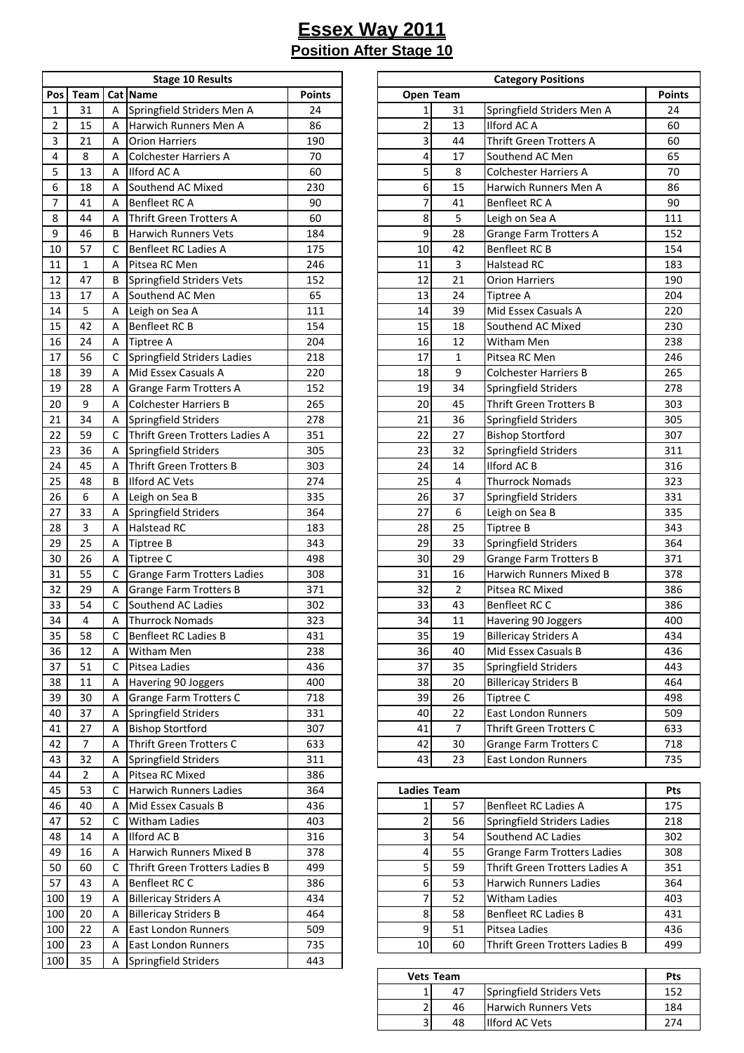# Essex Way 2011

## Position After Stage 10

| Stage 10 Results | | | | |
|---|---|---|---|---|
| Pos | Team | Cat | Name | Points |
| 1 | 31 | A | Springfield Striders Men A | 24 |
| 2 | 15 | A | Harwich Runners Men A | 86 |
| 3 | 21 | A | Orion Harriers | 190 |
| 4 | 8 | A | Colchester Harriers A | 70 |
| 5 | 13 | A | Ilford AC A | 60 |
| 6 | 18 | A | Southend AC Mixed | 230 |
| 7 | 41 | A | Benfleet RC A | 90 |
| 8 | 44 | A | Thrift Green Trotters A | 60 |
| 9 | 46 | B | Harwich Runners Vets | 184 |
| 10 | 57 | C | Benfleet RC Ladies A | 175 |
| 11 | 1 | A | Pitsea RC Men | 246 |
| 12 | 47 | B | Springfield Striders Vets | 152 |
| 13 | 17 | A | Southend AC Men | 65 |
| 14 | 5 | A | Leigh on Sea A | 111 |
| 15 | 42 | A | Benfleet RC B | 154 |
| 16 | 24 | A | Tiptree A | 204 |
| 17 | 56 | C | Springfield Striders Ladies | 218 |
| 18 | 39 | A | Mid Essex Casuals A | 220 |
| 19 | 28 | A | Grange Farm Trotters A | 152 |
| 20 | 9 | A | Colchester Harriers B | 265 |
| 21 | 34 | A | Springfield Striders | 278 |
| 22 | 59 | C | Thrift Green Trotters Ladies A | 351 |
| 23 | 36 | A | Springfield Striders | 305 |
| 24 | 45 | A | Thrift Green Trotters B | 303 |
| 25 | 48 | B | Ilford AC Vets | 274 |
| 26 | 6 | A | Leigh on Sea B | 335 |
| 27 | 33 | A | Springfield Striders | 364 |
| 28 | 3 | A | Halstead RC | 183 |
| 29 | 25 | A | Tiptree B | 343 |
| 30 | 26 | A | Tiptree C | 498 |
| 31 | 55 | C | Grange Farm Trotters Ladies | 308 |
| 32 | 29 | A | Grange Farm Trotters B | 371 |
| 33 | 54 | C | Southend AC Ladies | 302 |
| 34 | 4 | A | Thurrock Nomads | 323 |
| 35 | 58 | C | Benfleet RC Ladies B | 431 |
| 36 | 12 | A | Witham Men | 238 |
| 37 | 51 | C | Pitsea Ladies | 436 |
| 38 | 11 | A | Havering 90 Joggers | 400 |
| 39 | 30 | A | Grange Farm Trotters C | 718 |
| 40 | 37 | A | Springfield Striders | 331 |
| 41 | 27 | A | Bishop Stortford | 307 |
| 42 | 7 | A | Thrift Green Trotters C | 633 |
| 43 | 32 | A | Springfield Striders | 311 |
| 44 | 2 | A | Pitsea RC Mixed | 386 |
| 45 | 53 | C | Harwich Runners Ladies | 364 |
| 46 | 40 | A | Mid Essex Casuals B | 436 |
| 47 | 52 | C | Witham Ladies | 403 |
| 48 | 14 | A | Ilford AC B | 316 |
| 49 | 16 | A | Harwich Runners Mixed B | 378 |
| 50 | 60 | C | Thrift Green Trotters Ladies B | 499 |
| 57 | 43 | A | Benfleet RC C | 386 |
| 100 | 19 | A | Billericay Striders A | 434 |
| 100 | 20 | A | Billericay Striders B | 464 |
| 100 | 22 | A | East London Runners | 509 |
| 100 | 23 | A | East London Runners | 735 |
| 100 | 35 | A | Springfield Striders | 443 |

| Category Positions | | | |
|---|---|---|---|
| Open | Team | | Points |
| 1 | 31 | Springfield Striders Men A | 24 |
| 2 | 13 | Ilford AC A | 60 |
| 3 | 44 | Thrift Green Trotters A | 60 |
| 4 | 17 | Southend AC Men | 65 |
| 5 | 8 | Colchester Harriers A | 70 |
| 6 | 15 | Harwich Runners Men A | 86 |
| 7 | 41 | Benfleet RC A | 90 |
| 8 | 5 | Leigh on Sea A | 111 |
| 9 | 28 | Grange Farm Trotters A | 152 |
| 10 | 42 | Benfleet RC B | 154 |
| 11 | 3 | Halstead RC | 183 |
| 12 | 21 | Orion Harriers | 190 |
| 13 | 24 | Tiptree A | 204 |
| 14 | 39 | Mid Essex Casuals A | 220 |
| 15 | 18 | Southend AC Mixed | 230 |
| 16 | 12 | Witham Men | 238 |
| 17 | 1 | Pitsea RC Men | 246 |
| 18 | 9 | Colchester Harriers B | 265 |
| 19 | 34 | Springfield Striders | 278 |
| 20 | 45 | Thrift Green Trotters B | 303 |
| 21 | 36 | Springfield Striders | 305 |
| 22 | 27 | Bishop Stortford | 307 |
| 23 | 32 | Springfield Striders | 311 |
| 24 | 14 | Ilford AC B | 316 |
| 25 | 4 | Thurrock Nomads | 323 |
| 26 | 37 | Springfield Striders | 331 |
| 27 | 6 | Leigh on Sea B | 335 |
| 28 | 25 | Tiptree B | 343 |
| 29 | 33 | Springfield Striders | 364 |
| 30 | 29 | Grange Farm Trotters B | 371 |
| 31 | 16 | Harwich Runners Mixed B | 378 |
| 32 | 2 | Pitsea RC Mixed | 386 |
| 33 | 43 | Benfleet RC C | 386 |
| 34 | 11 | Havering 90 Joggers | 400 |
| 35 | 19 | Billericay Striders A | 434 |
| 36 | 40 | Mid Essex Casuals B | 436 |
| 37 | 35 | Springfield Striders | 443 |
| 38 | 20 | Billericay Striders B | 464 |
| 39 | 26 | Tiptree C | 498 |
| 40 | 22 | East London Runners | 509 |
| 41 | 7 | Thrift Green Trotters C | 633 |
| 42 | 30 | Grange Farm Trotters C | 718 |
| 43 | 23 | East London Runners | 735 |

| Ladies | Team | | Pts |
|---|---|---|---|
| 1 | 57 | Benfleet RC Ladies A | 175 |
| 2 | 56 | Springfield Striders Ladies | 218 |
| 3 | 54 | Southend AC Ladies | 302 |
| 4 | 55 | Grange Farm Trotters Ladies | 308 |
| 5 | 59 | Thrift Green Trotters Ladies A | 351 |
| 6 | 53 | Harwich Runners Ladies | 364 |
| 7 | 52 | Witham Ladies | 403 |
| 8 | 58 | Benfleet RC Ladies B | 431 |
| 9 | 51 | Pitsea Ladies | 436 |
| 10 | 60 | Thrift Green Trotters Ladies B | 499 |

| Vets | Team | | Pts |
|---|---|---|---|
| 1 | 47 | Springfield Striders Vets | 152 |
| 2 | 46 | Harwich Runners Vets | 184 |
| 3 | 48 | Ilford AC Vets | 274 |